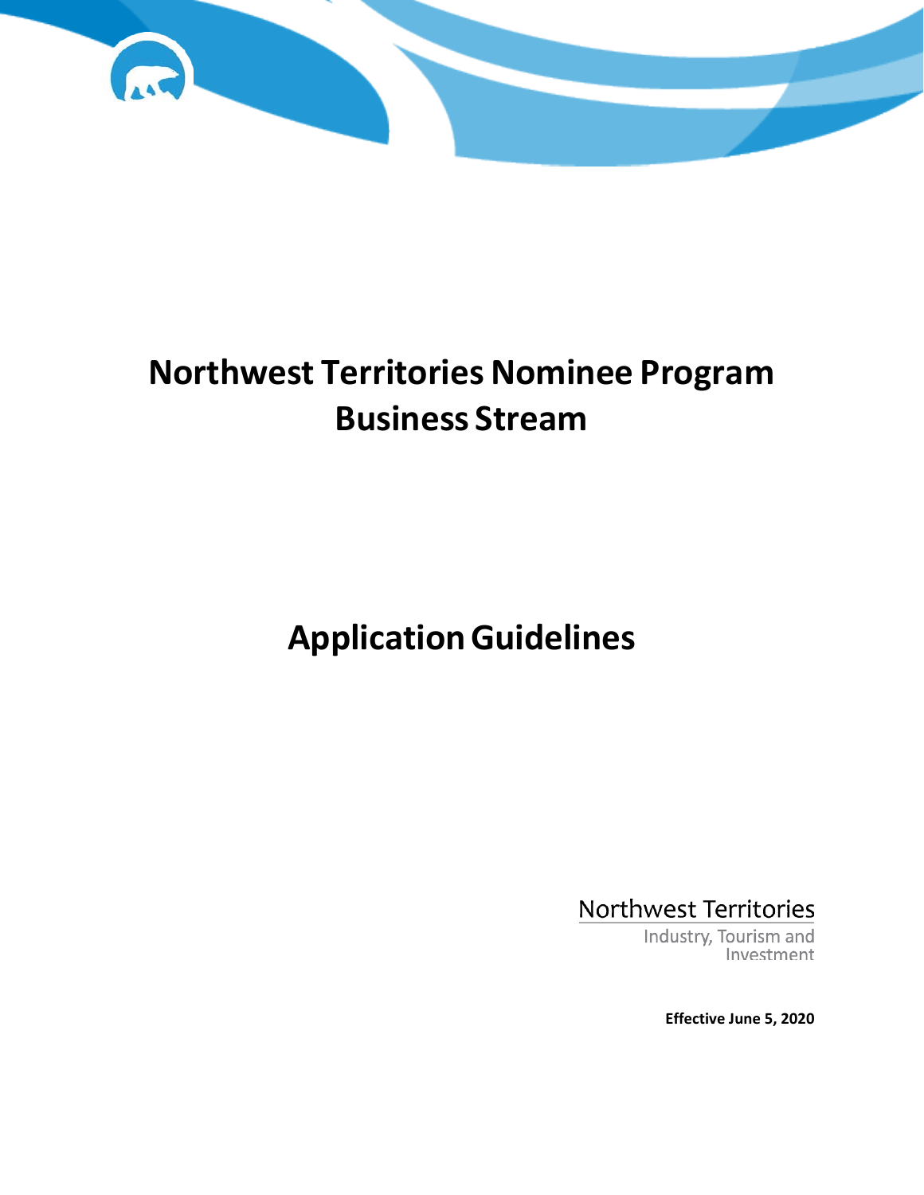# Northwest Territories Nominee Program
# Business Stream

# Application Guidelines

Northwest Territories
Industry, Tourism and Investment

**Effective June 5, 2020**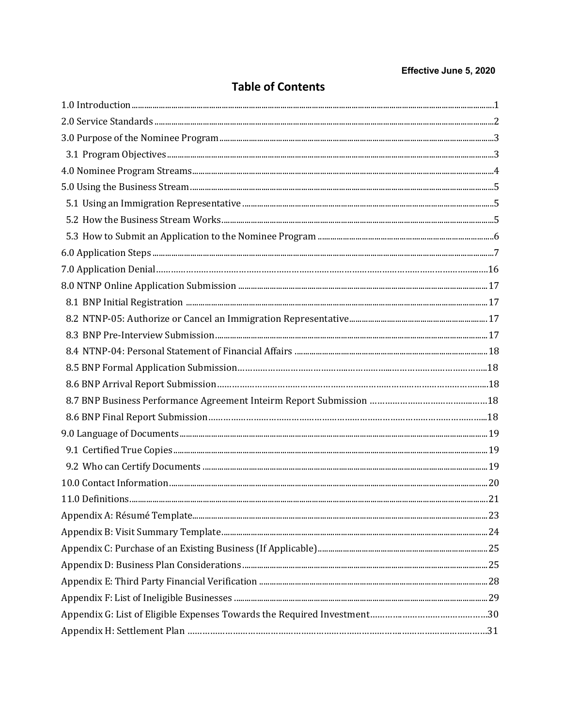Effective June 5, 2020

# Table of Contents

1.0 Introduction ... 1
2.0 Service Standards ... 2
3.0 Purpose of the Nominee Program ... 3
 3.1 Program Objectives ... 3
4.0 Nominee Program Streams ... 4
5.0 Using the Business Stream ... 5
 5.1 Using an Immigration Representative ... 5
 5.2 How the Business Stream Works ... 5
 5.3 How to Submit an Application to the Nominee Program ... 6
6.0 Application Steps ... 7
7.0 Application Denial ... 16
8.0 NTNP Online Application Submission ... 17
 8.1 BNP Initial Registration ... 17
 8.2 NTNP-05: Authorize or Cancel an Immigration Representative ... 17
 8.3 BNP Pre-Interview Submission ... 17
 8.4 NTNP-04: Personal Statement of Financial Affairs ... 18
 8.5 BNP Formal Application Submission ... 18
 8.6 BNP Arrival Report Submission ... 18
 8.7 BNP Business Performance Agreement Inteirm Report Submission ... 18
 8.6 BNP Final Report Submission ... 18
9.0 Language of Documents ... 19
 9.1 Certified True Copies ... 19
 9.2 Who can Certify Documents ... 19
10.0 Contact Information ... 20
11.0 Definitions ... 21
Appendix A: Résumé Template ... 23
Appendix B: Visit Summary Template ... 24
Appendix C: Purchase of an Existing Business (If Applicable) ... 25
Appendix D: Business Plan Considerations ... 25
Appendix E: Third Party Financial Verification ... 28
Appendix F: List of Ineligible Businesses ... 29
Appendix G: List of Eligible Expenses Towards the Required Investment ... 30
Appendix H: Settlement Plan ... 31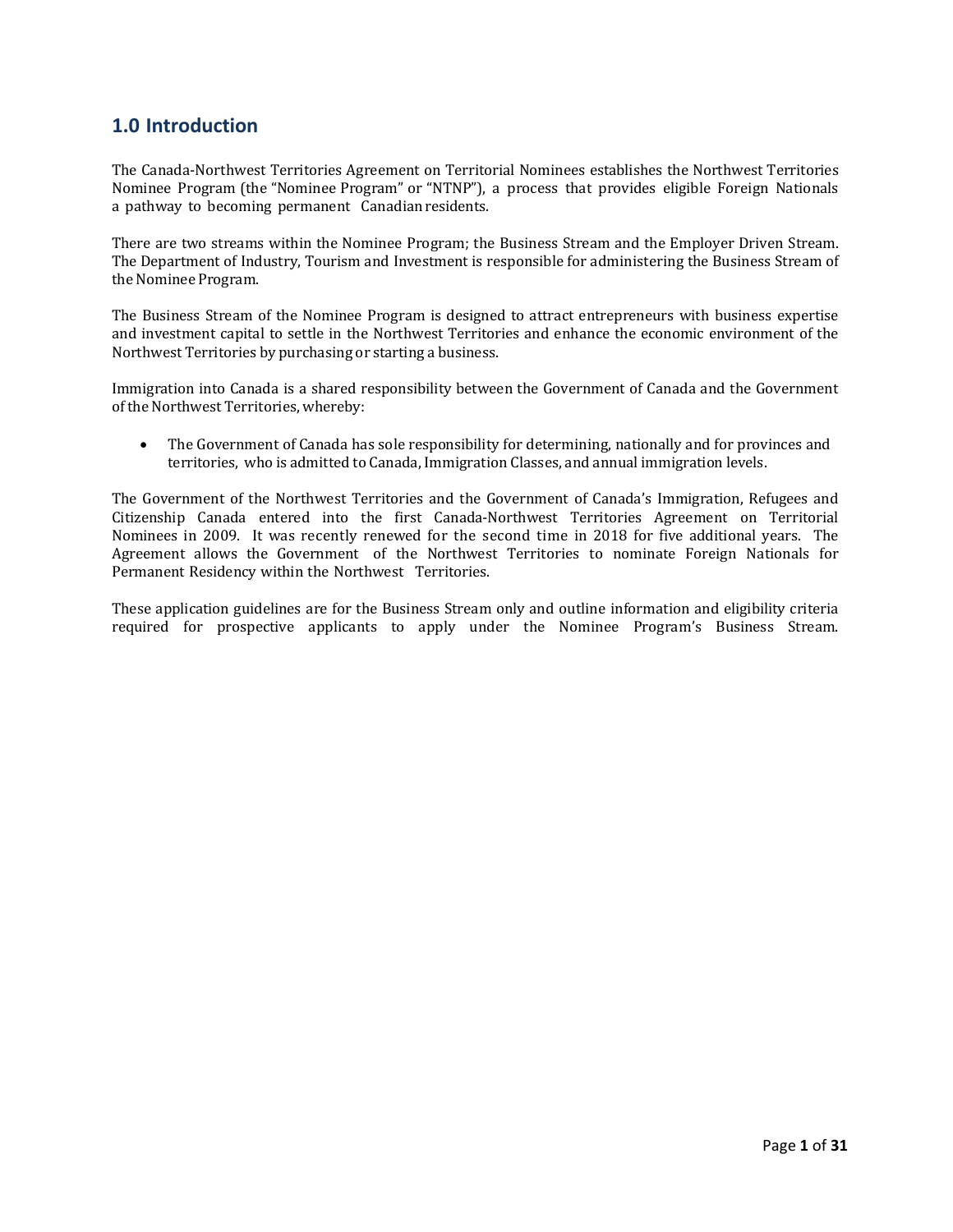## 1.0 Introduction

The Canada-Northwest Territories Agreement on Territorial Nominees establishes the Northwest Territories Nominee Program (the "Nominee Program" or "NTNP"), a process that provides eligible Foreign Nationals a pathway to becoming permanent Canadian residents.

There are two streams within the Nominee Program; the Business Stream and the Employer Driven Stream. The Department of Industry, Tourism and Investment is responsible for administering the Business Stream of the Nominee Program.

The Business Stream of the Nominee Program is designed to attract entrepreneurs with business expertise and investment capital to settle in the Northwest Territories and enhance the economic environment of the Northwest Territories by purchasing or starting a business.

Immigration into Canada is a shared responsibility between the Government of Canada and the Government of the Northwest Territories, whereby:

- The Government of Canada has sole responsibility for determining, nationally and for provinces and territories, who is admitted to Canada, Immigration Classes, and annual immigration levels.

The Government of the Northwest Territories and the Government of Canada's Immigration, Refugees and Citizenship Canada entered into the first Canada-Northwest Territories Agreement on Territorial Nominees in 2009. It was recently renewed for the second time in 2018 for five additional years. The Agreement allows the Government of the Northwest Territories to nominate Foreign Nationals for Permanent Residency within the Northwest Territories.

These application guidelines are for the Business Stream only and outline information and eligibility criteria required for prospective applicants to apply under the Nominee Program's Business Stream.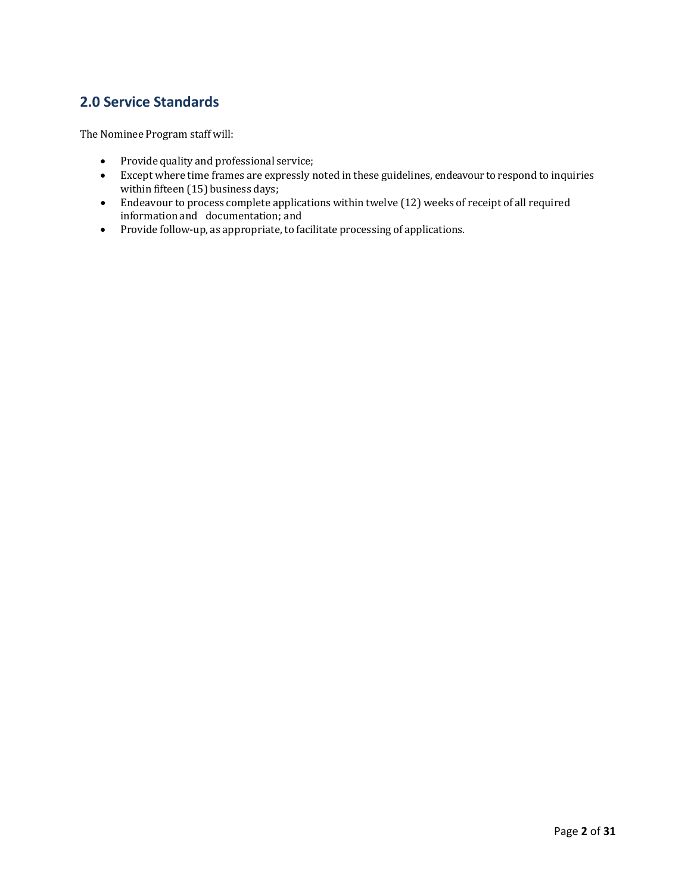## 2.0 Service Standards

The Nominee Program staff will:

- Provide quality and professional service;
- Except where time frames are expressly noted in these guidelines, endeavour to respond to inquiries within fifteen (15) business days;
- Endeavour to process complete applications within twelve (12) weeks of receipt of all required information and documentation; and
- Provide follow-up, as appropriate, to facilitate processing of applications.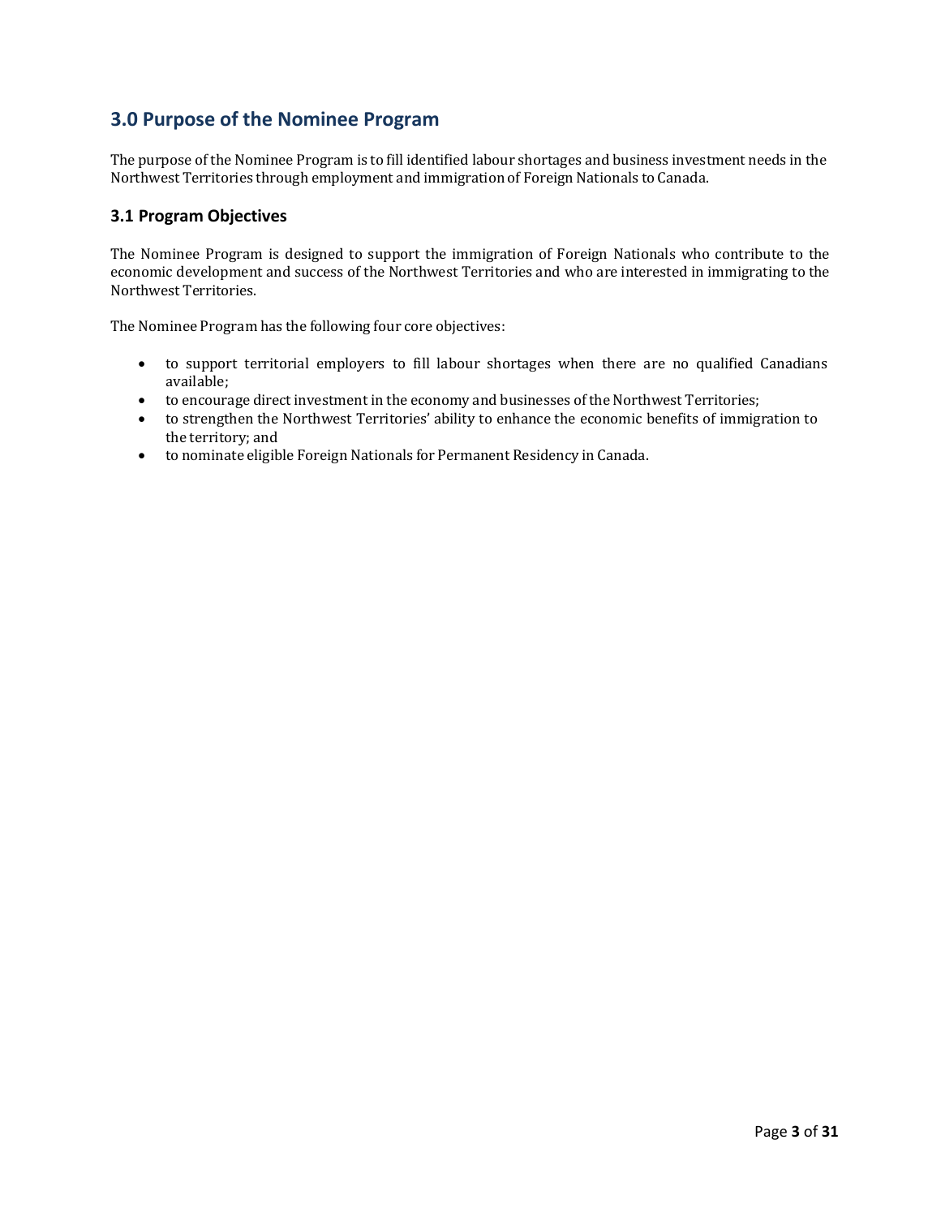## 3.0 Purpose of the Nominee Program

The purpose of the Nominee Program is to fill identified labour shortages and business investment needs in the Northwest Territories through employment and immigration of Foreign Nationals to Canada.

### 3.1 Program Objectives

The Nominee Program is designed to support the immigration of Foreign Nationals who contribute to the economic development and success of the Northwest Territories and who are interested in immigrating to the Northwest Territories.

The Nominee Program has the following four core objectives:

- to support territorial employers to fill labour shortages when there are no qualified Canadians available;
- to encourage direct investment in the economy and businesses of the Northwest Territories;
- to strengthen the Northwest Territories' ability to enhance the economic benefits of immigration to the territory; and
- to nominate eligible Foreign Nationals for Permanent Residency in Canada.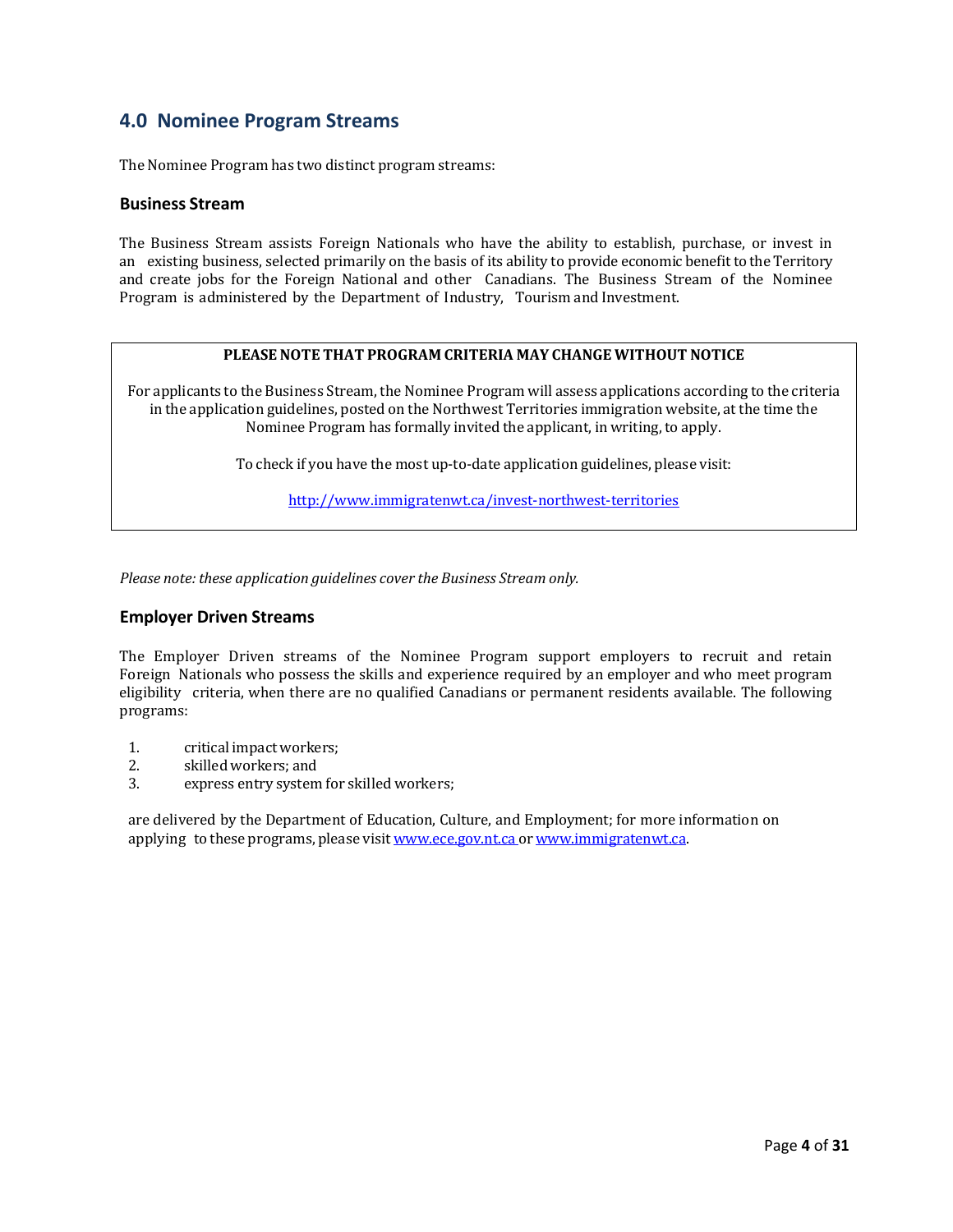## 4.0 Nominee Program Streams

The Nominee Program has two distinct program streams:

### Business Stream

The Business Stream assists Foreign Nationals who have the ability to establish, purchase, or invest in an existing business, selected primarily on the basis of its ability to provide economic benefit to the Territory and create jobs for the Foreign National and other Canadians. The Business Stream of the Nominee Program is administered by the Department of Industry, Tourism and Investment.

**PLEASE NOTE THAT PROGRAM CRITERIA MAY CHANGE WITHOUT NOTICE**

For applicants to the Business Stream, the Nominee Program will assess applications according to the criteria in the application guidelines, posted on the Northwest Territories immigration website, at the time the Nominee Program has formally invited the applicant, in writing, to apply.

To check if you have the most up-to-date application guidelines, please visit:

http://www.immigratenwt.ca/invest-northwest-territories

*Please note: these application guidelines cover the Business Stream only.*

### Employer Driven Streams

The Employer Driven streams of the Nominee Program support employers to recruit and retain Foreign Nationals who possess the skills and experience required by an employer and who meet program eligibility criteria, when there are no qualified Canadians or permanent residents available. The following programs:

1. critical impact workers;
2. skilled workers; and
3. express entry system for skilled workers;

are delivered by the Department of Education, Culture, and Employment; for more information on applying to these programs, please visit www.ece.gov.nt.ca or www.immigratenwt.ca.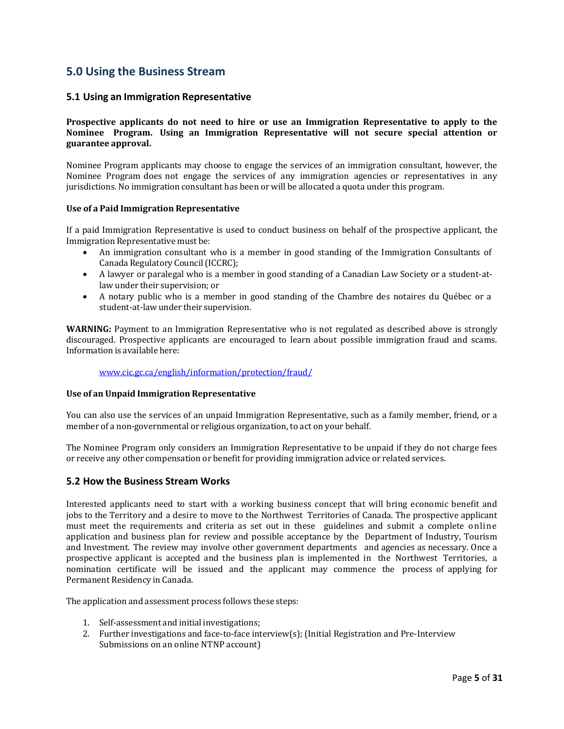## 5.0 Using the Business Stream

### 5.1 Using an Immigration Representative

**Prospective applicants do not need to hire or use an Immigration Representative to apply to the Nominee Program. Using an Immigration Representative will not secure special attention or guarantee approval.**

Nominee Program applicants may choose to engage the services of an immigration consultant, however, the Nominee Program does not engage the services of any immigration agencies or representatives in any jurisdictions. No immigration consultant has been or will be allocated a quota under this program.

#### Use of a Paid Immigration Representative

If a paid Immigration Representative is used to conduct business on behalf of the prospective applicant, the Immigration Representative must be:

- An immigration consultant who is a member in good standing of the Immigration Consultants of Canada Regulatory Council (ICCRC);
- A lawyer or paralegal who is a member in good standing of a Canadian Law Society or a student-at-law under their supervision; or
- A notary public who is a member in good standing of the Chambre des notaires du Québec or a student-at-law under their supervision.

**WARNING:** Payment to an Immigration Representative who is not regulated as described above is strongly discouraged. Prospective applicants are encouraged to learn about possible immigration fraud and scams. Information is available here:

www.cic.gc.ca/english/information/protection/fraud/

#### Use of an Unpaid Immigration Representative

You can also use the services of an unpaid Immigration Representative, such as a family member, friend, or a member of a non-governmental or religious organization, to act on your behalf.

The Nominee Program only considers an Immigration Representative to be unpaid if they do not charge fees or receive any other compensation or benefit for providing immigration advice or related services.

### 5.2 How the Business Stream Works

Interested applicants need to start with a working business concept that will bring economic benefit and jobs to the Territory and a desire to move to the Northwest Territories of Canada. The prospective applicant must meet the requirements and criteria as set out in these guidelines and submit a complete online application and business plan for review and possible acceptance by the Department of Industry, Tourism and Investment. The review may involve other government departments and agencies as necessary. Once a prospective applicant is accepted and the business plan is implemented in the Northwest Territories, a nomination certificate will be issued and the applicant may commence the process of applying for Permanent Residency in Canada.

The application and assessment process follows these steps:

1. Self-assessment and initial investigations;
2. Further investigations and face-to-face interview(s); (Initial Registration and Pre-Interview Submissions on an online NTNP account)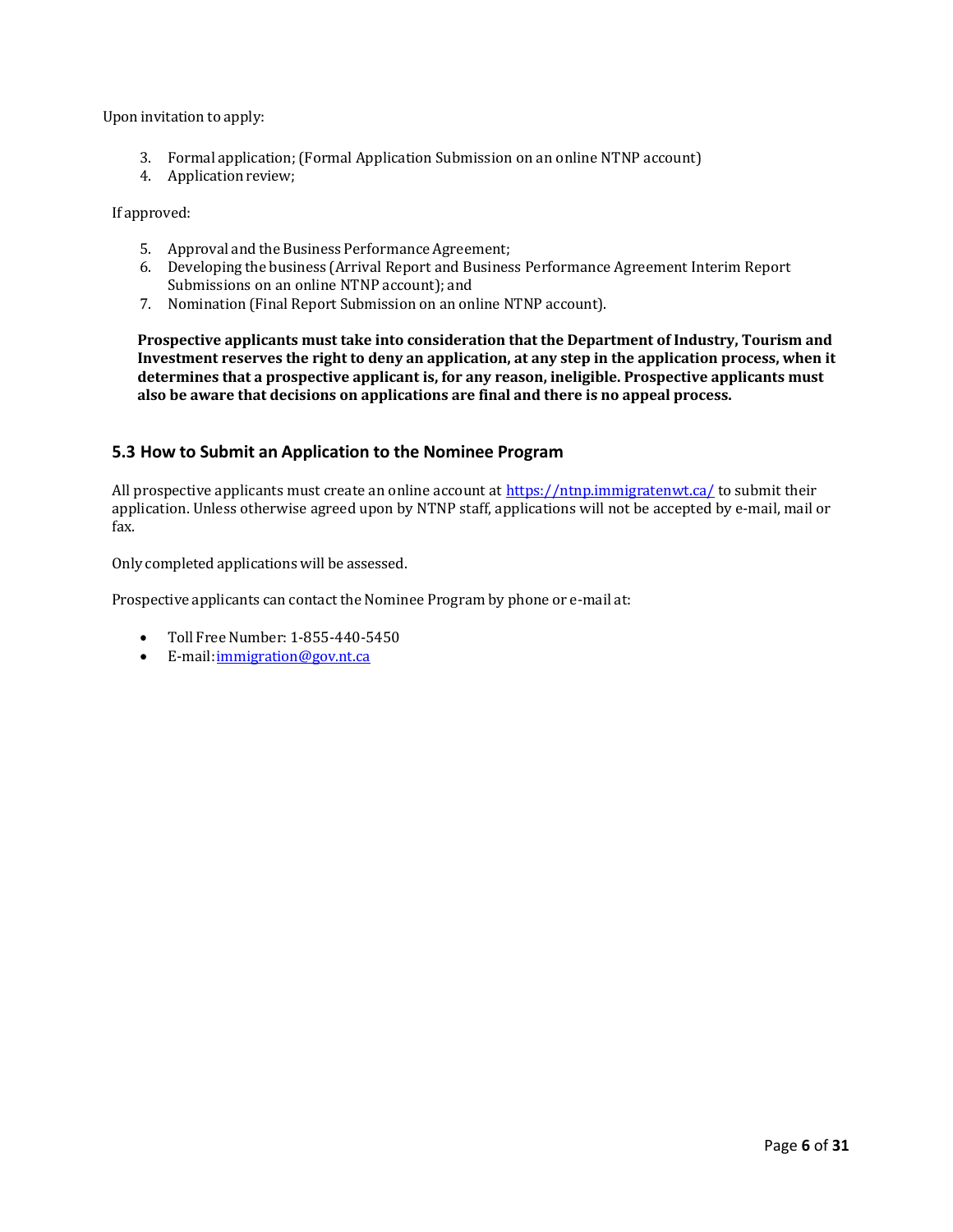Upon invitation to apply:

3. Formal application; (Formal Application Submission on an online NTNP account)
4. Application review;

If approved:

5. Approval and the Business Performance Agreement;
6. Developing the business (Arrival Report and Business Performance Agreement Interim Report Submissions on an online NTNP account); and
7. Nomination (Final Report Submission on an online NTNP account).

**Prospective applicants must take into consideration that the Department of Industry, Tourism and Investment reserves the right to deny an application, at any step in the application process, when it determines that a prospective applicant is, for any reason, ineligible. Prospective applicants must also be aware that decisions on applications are final and there is no appeal process.**

### 5.3 How to Submit an Application to the Nominee Program

All prospective applicants must create an online account at https://ntnp.immigratenwt.ca/ to submit their application. Unless otherwise agreed upon by NTNP staff, applications will not be accepted by e-mail, mail or fax.

Only completed applications will be assessed.

Prospective applicants can contact the Nominee Program by phone or e-mail at:

- Toll Free Number: 1-855-440-5450
- E-mail: immigration@gov.nt.ca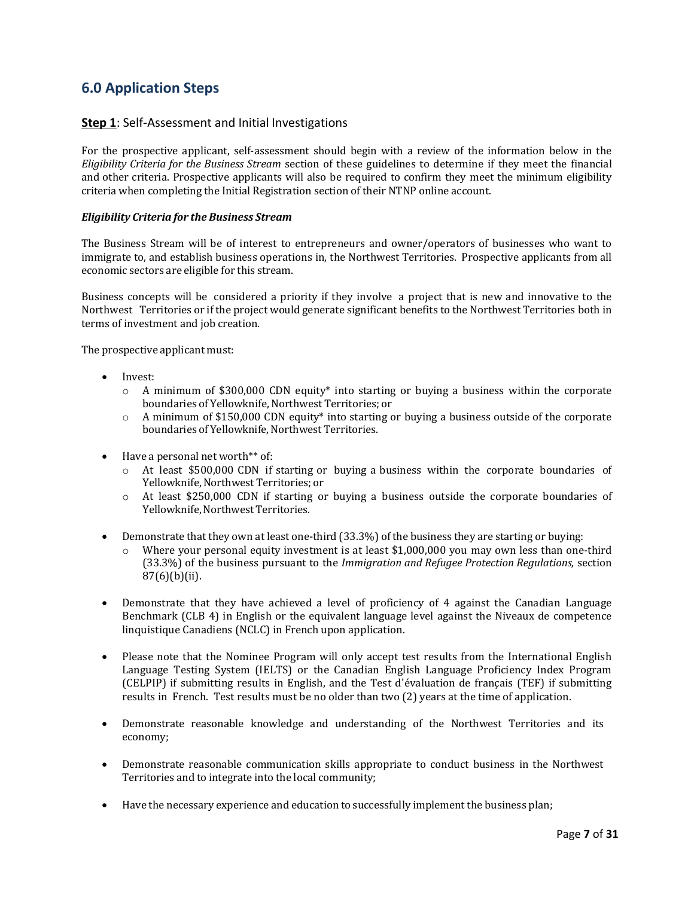## 6.0 Application Steps

### **Step 1**: Self-Assessment and Initial Investigations

For the prospective applicant, self-assessment should begin with a review of the information below in the *Eligibility Criteria for the Business Stream* section of these guidelines to determine if they meet the financial and other criteria. Prospective applicants will also be required to confirm they meet the minimum eligibility criteria when completing the Initial Registration section of their NTNP online account.

***Eligibility Criteria for the Business Stream***

The Business Stream will be of interest to entrepreneurs and owner/operators of businesses who want to immigrate to, and establish business operations in, the Northwest Territories. Prospective applicants from all economic sectors are eligible for this stream.

Business concepts will be considered a priority if they involve a project that is new and innovative to the Northwest Territories or if the project would generate significant benefits to the Northwest Territories both in terms of investment and job creation.

The prospective applicant must:

- Invest:
  - A minimum of $300,000 CDN equity* into starting or buying a business within the corporate boundaries of Yellowknife, Northwest Territories; or
  - A minimum of $150,000 CDN equity* into starting or buying a business outside of the corporate boundaries of Yellowknife, Northwest Territories.
- Have a personal net worth** of:
  - At least $500,000 CDN if starting or buying a business within the corporate boundaries of Yellowknife, Northwest Territories; or
  - At least $250,000 CDN if starting or buying a business outside the corporate boundaries of Yellowknife, Northwest Territories.
- Demonstrate that they own at least one-third (33.3%) of the business they are starting or buying:
  - Where your personal equity investment is at least $1,000,000 you may own less than one-third (33.3%) of the business pursuant to the *Immigration and Refugee Protection Regulations,* section 87(6)(b)(ii).
- Demonstrate that they have achieved a level of proficiency of 4 against the Canadian Language Benchmark (CLB 4) in English or the equivalent language level against the Niveaux de competence linquistique Canadiens (NCLC) in French upon application.
- Please note that the Nominee Program will only accept test results from the International English Language Testing System (IELTS) or the Canadian English Language Proficiency Index Program (CELPIP) if submitting results in English, and the Test d'évaluation de français (TEF) if submitting results in French. Test results must be no older than two (2) years at the time of application.
- Demonstrate reasonable knowledge and understanding of the Northwest Territories and its economy;
- Demonstrate reasonable communication skills appropriate to conduct business in the Northwest Territories and to integrate into the local community;
- Have the necessary experience and education to successfully implement the business plan;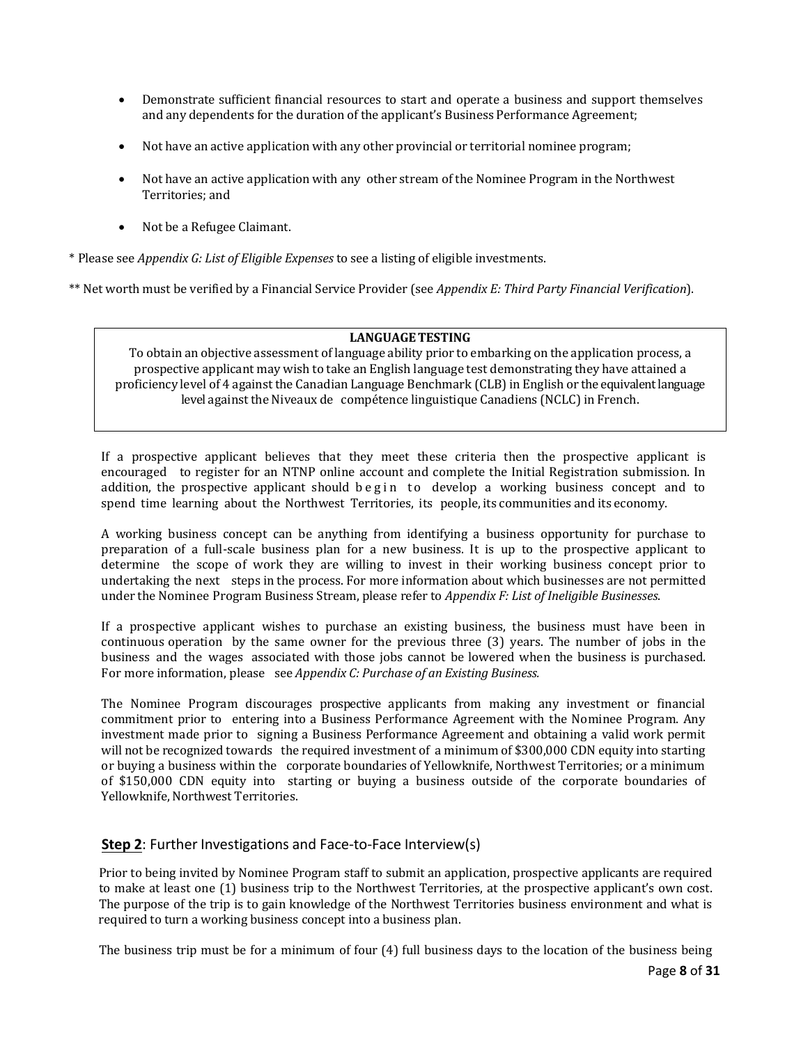- Demonstrate sufficient financial resources to start and operate a business and support themselves and any dependents for the duration of the applicant's Business Performance Agreement;
- Not have an active application with any other provincial or territorial nominee program;
- Not have an active application with any other stream of the Nominee Program in the Northwest Territories; and
- Not be a Refugee Claimant.

* Please see *Appendix G: List of Eligible Expenses* to see a listing of eligible investments.

** Net worth must be verified by a Financial Service Provider (see *Appendix E: Third Party Financial Verification*).

**LANGUAGE TESTING**

To obtain an objective assessment of language ability prior to embarking on the application process, a prospective applicant may wish to take an English language test demonstrating they have attained a proficiency level of 4 against the Canadian Language Benchmark (CLB) in English or the equivalent language level against the Niveaux de compétence linguistique Canadiens (NCLC) in French.

If a prospective applicant believes that they meet these criteria then the prospective applicant is encouraged to register for an NTNP online account and complete the Initial Registration submission. In addition, the prospective applicant should begin to develop a working business concept and to spend time learning about the Northwest Territories, its people, its communities and its economy.

A working business concept can be anything from identifying a business opportunity for purchase to preparation of a full-scale business plan for a new business. It is up to the prospective applicant to determine the scope of work they are willing to invest in their working business concept prior to undertaking the next steps in the process. For more information about which businesses are not permitted under the Nominee Program Business Stream, please refer to *Appendix F: List of Ineligible Businesses*.

If a prospective applicant wishes to purchase an existing business, the business must have been in continuous operation by the same owner for the previous three (3) years. The number of jobs in the business and the wages associated with those jobs cannot be lowered when the business is purchased. For more information, please see *Appendix C: Purchase of an Existing Business.*

The Nominee Program discourages prospective applicants from making any investment or financial commitment prior to entering into a Business Performance Agreement with the Nominee Program. Any investment made prior to signing a Business Performance Agreement and obtaining a valid work permit will not be recognized towards the required investment of a minimum of $300,000 CDN equity into starting or buying a business within the corporate boundaries of Yellowknife, Northwest Territories; or a minimum of $150,000 CDN equity into starting or buying a business outside of the corporate boundaries of Yellowknife, Northwest Territories.

## **Step 2**: Further Investigations and Face-to-Face Interview(s)

Prior to being invited by Nominee Program staff to submit an application, prospective applicants are required to make at least one (1) business trip to the Northwest Territories, at the prospective applicant's own cost. The purpose of the trip is to gain knowledge of the Northwest Territories business environment and what is required to turn a working business concept into a business plan.

The business trip must be for a minimum of four (4) full business days to the location of the business being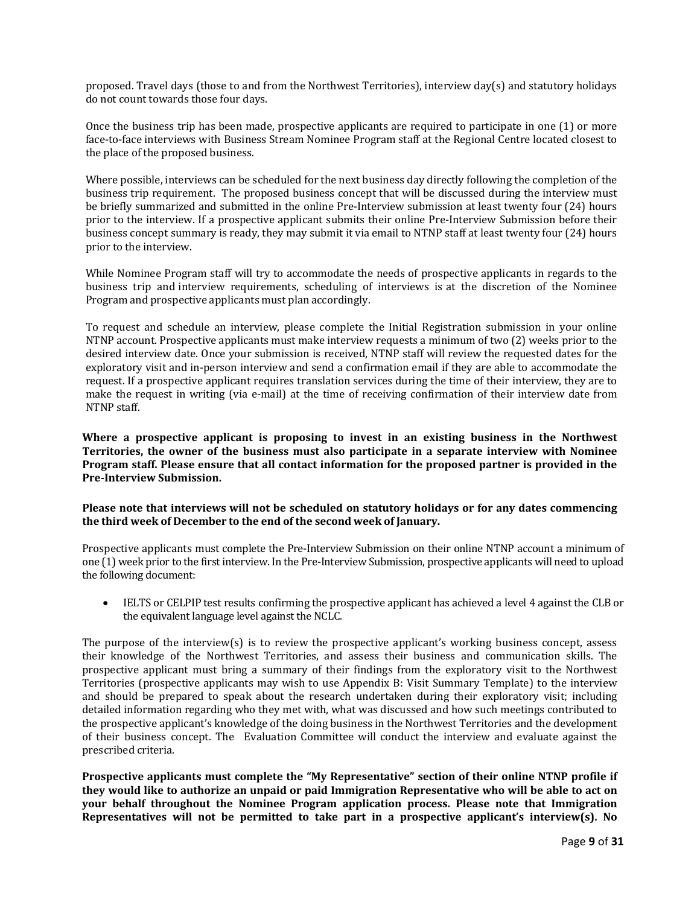proposed. Travel days (those to and from the Northwest Territories), interview day(s) and statutory holidays do not count towards those four days.

Once the business trip has been made, prospective applicants are required to participate in one (1) or more face-to-face interviews with Business Stream Nominee Program staff at the Regional Centre located closest to the place of the proposed business.

Where possible, interviews can be scheduled for the next business day directly following the completion of the business trip requirement. The proposed business concept that will be discussed during the interview must be briefly summarized and submitted in the online Pre-Interview submission at least twenty four (24) hours prior to the interview. If a prospective applicant submits their online Pre-Interview Submission before their business concept summary is ready, they may submit it via email to NTNP staff at least twenty four (24) hours prior to the interview.

While Nominee Program staff will try to accommodate the needs of prospective applicants in regards to the business trip and interview requirements, scheduling of interviews is at the discretion of the Nominee Program and prospective applicants must plan accordingly.

To request and schedule an interview, please complete the Initial Registration submission in your online NTNP account. Prospective applicants must make interview requests a minimum of two (2) weeks prior to the desired interview date. Once your submission is received, NTNP staff will review the requested dates for the exploratory visit and in-person interview and send a confirmation email if they are able to accommodate the request. If a prospective applicant requires translation services during the time of their interview, they are to make the request in writing (via e-mail) at the time of receiving confirmation of their interview date from NTNP staff.

**Where a prospective applicant is proposing to invest in an existing business in the Northwest Territories, the owner of the business must also participate in a separate interview with Nominee Program staff. Please ensure that all contact information for the proposed partner is provided in the Pre-Interview Submission.**

**Please note that interviews will not be scheduled on statutory holidays or for any dates commencing the third week of December to the end of the second week of January.**

Prospective applicants must complete the Pre-Interview Submission on their online NTNP account a minimum of one (1) week prior to the first interview. In the Pre-Interview Submission, prospective applicants will need to upload the following document:

- IELTS or CELPIP test results confirming the prospective applicant has achieved a level 4 against the CLB or the equivalent language level against the NCLC.

The purpose of the interview(s) is to review the prospective applicant's working business concept, assess their knowledge of the Northwest Territories, and assess their business and communication skills. The prospective applicant must bring a summary of their findings from the exploratory visit to the Northwest Territories (prospective applicants may wish to use Appendix B: Visit Summary Template) to the interview and should be prepared to speak about the research undertaken during their exploratory visit; including detailed information regarding who they met with, what was discussed and how such meetings contributed to the prospective applicant's knowledge of the doing business in the Northwest Territories and the development of their business concept. The Evaluation Committee will conduct the interview and evaluate against the prescribed criteria.

**Prospective applicants must complete the "My Representative" section of their online NTNP profile if they would like to authorize an unpaid or paid Immigration Representative who will be able to act on your behalf throughout the Nominee Program application process. Please note that Immigration Representatives will not be permitted to take part in a prospective applicant's interview(s). No**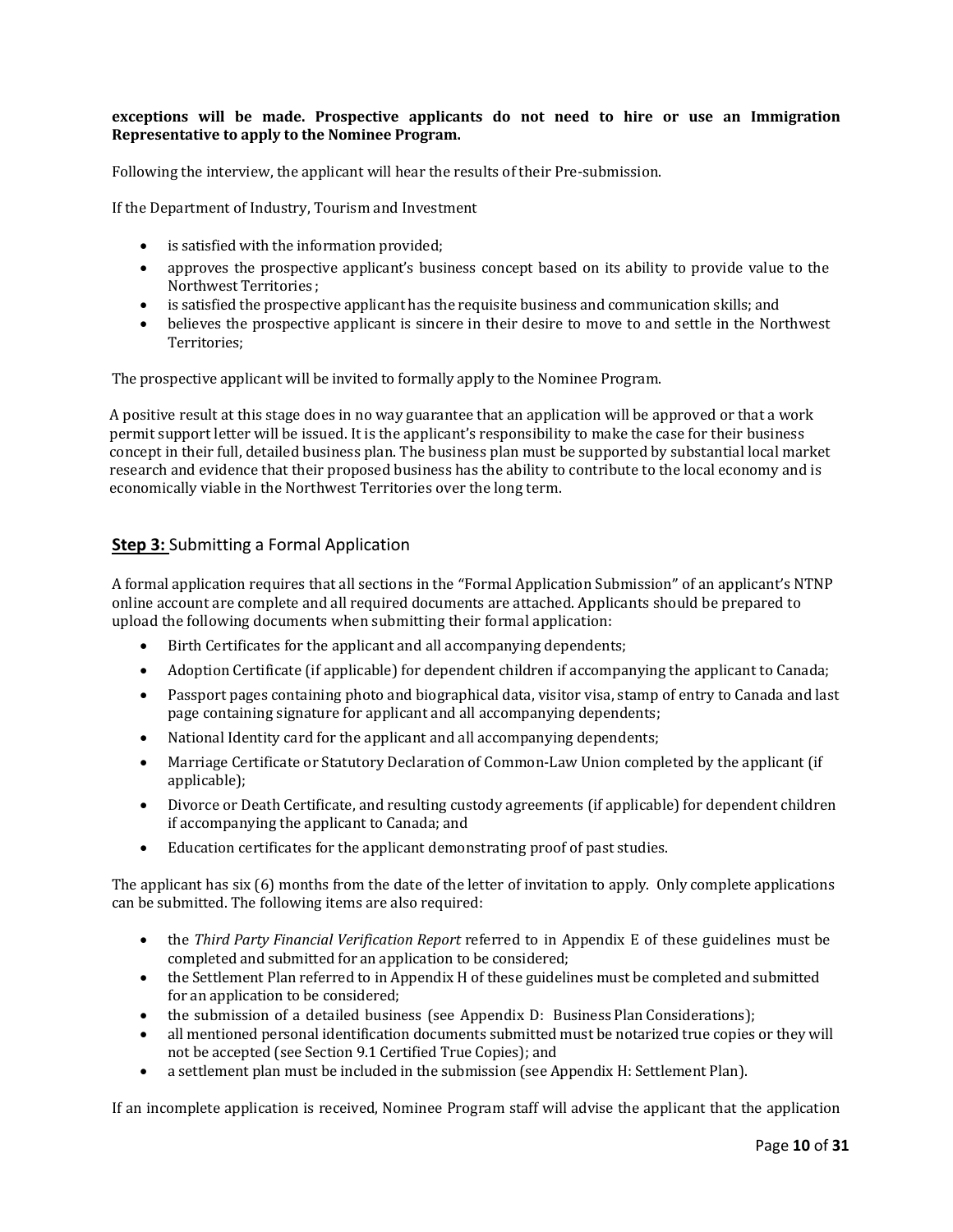**exceptions will be made. Prospective applicants do not need to hire or use an Immigration Representative to apply to the Nominee Program.**

Following the interview, the applicant will hear the results of their Pre-submission.

If the Department of Industry, Tourism and Investment

- is satisfied with the information provided;
- approves the prospective applicant's business concept based on its ability to provide value to the Northwest Territories ;
- is satisfied the prospective applicant has the requisite business and communication skills; and
- believes the prospective applicant is sincere in their desire to move to and settle in the Northwest Territories;

The prospective applicant will be invited to formally apply to the Nominee Program.

A positive result at this stage does in no way guarantee that an application will be approved or that a work permit support letter will be issued. It is the applicant's responsibility to make the case for their business concept in their full, detailed business plan. The business plan must be supported by substantial local market research and evidence that their proposed business has the ability to contribute to the local economy and is economically viable in the Northwest Territories over the long term.

## **Step 3:** Submitting a Formal Application

A formal application requires that all sections in the "Formal Application Submission" of an applicant's NTNP online account are complete and all required documents are attached. Applicants should be prepared to upload the following documents when submitting their formal application:

- Birth Certificates for the applicant and all accompanying dependents;
- Adoption Certificate (if applicable) for dependent children if accompanying the applicant to Canada;
- Passport pages containing photo and biographical data, visitor visa, stamp of entry to Canada and last page containing signature for applicant and all accompanying dependents;
- National Identity card for the applicant and all accompanying dependents;
- Marriage Certificate or Statutory Declaration of Common-Law Union completed by the applicant (if applicable);
- Divorce or Death Certificate, and resulting custody agreements (if applicable) for dependent children if accompanying the applicant to Canada; and
- Education certificates for the applicant demonstrating proof of past studies.

The applicant has six (6) months from the date of the letter of invitation to apply. Only complete applications can be submitted. The following items are also required:

- the *Third Party Financial Verification Report* referred to in Appendix E of these guidelines must be completed and submitted for an application to be considered;
- the Settlement Plan referred to in Appendix H of these guidelines must be completed and submitted for an application to be considered;
- the submission of a detailed business (see Appendix D: Business Plan Considerations);
- all mentioned personal identification documents submitted must be notarized true copies or they will not be accepted (see Section 9.1 Certified True Copies); and
- a settlement plan must be included in the submission (see Appendix H: Settlement Plan).

If an incomplete application is received, Nominee Program staff will advise the applicant that the application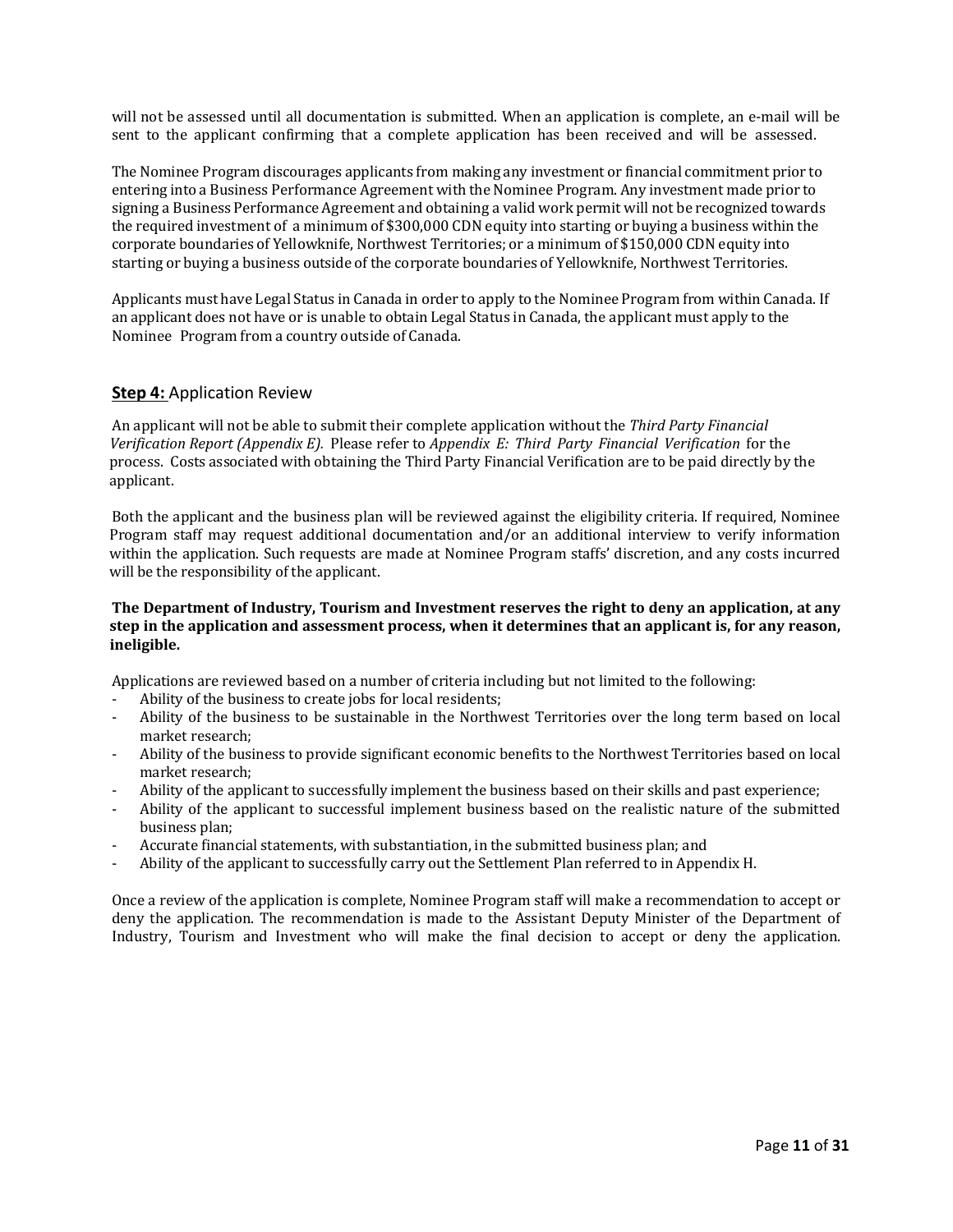will not be assessed until all documentation is submitted. When an application is complete, an e-mail will be sent to the applicant confirming that a complete application has been received and will be assessed.

The Nominee Program discourages applicants from making any investment or financial commitment prior to entering into a Business Performance Agreement with the Nominee Program. Any investment made prior to signing a Business Performance Agreement and obtaining a valid work permit will not be recognized towards the required investment of a minimum of $300,000 CDN equity into starting or buying a business within the corporate boundaries of Yellowknife, Northwest Territories; or a minimum of $150,000 CDN equity into starting or buying a business outside of the corporate boundaries of Yellowknife, Northwest Territories.

Applicants must have Legal Status in Canada in order to apply to the Nominee Program from within Canada. If an applicant does not have or is unable to obtain Legal Status in Canada, the applicant must apply to the Nominee Program from a country outside of Canada.

## **Step 4:** Application Review

An applicant will not be able to submit their complete application without the *Third Party Financial Verification Report (Appendix E).* Please refer to *Appendix E: Third Party Financial Verification* for the process. Costs associated with obtaining the Third Party Financial Verification are to be paid directly by the applicant.

Both the applicant and the business plan will be reviewed against the eligibility criteria. If required, Nominee Program staff may request additional documentation and/or an additional interview to verify information within the application. Such requests are made at Nominee Program staffs' discretion, and any costs incurred will be the responsibility of the applicant.

**The Department of Industry, Tourism and Investment reserves the right to deny an application, at any step in the application and assessment process, when it determines that an applicant is, for any reason, ineligible.**

Applications are reviewed based on a number of criteria including but not limited to the following:

- Ability of the business to create jobs for local residents;
- Ability of the business to be sustainable in the Northwest Territories over the long term based on local market research;
- Ability of the business to provide significant economic benefits to the Northwest Territories based on local market research;
- Ability of the applicant to successfully implement the business based on their skills and past experience;
- Ability of the applicant to successful implement business based on the realistic nature of the submitted business plan;
- Accurate financial statements, with substantiation, in the submitted business plan; and
- Ability of the applicant to successfully carry out the Settlement Plan referred to in Appendix H.

Once a review of the application is complete, Nominee Program staff will make a recommendation to accept or deny the application. The recommendation is made to the Assistant Deputy Minister of the Department of Industry, Tourism and Investment who will make the final decision to accept or deny the application.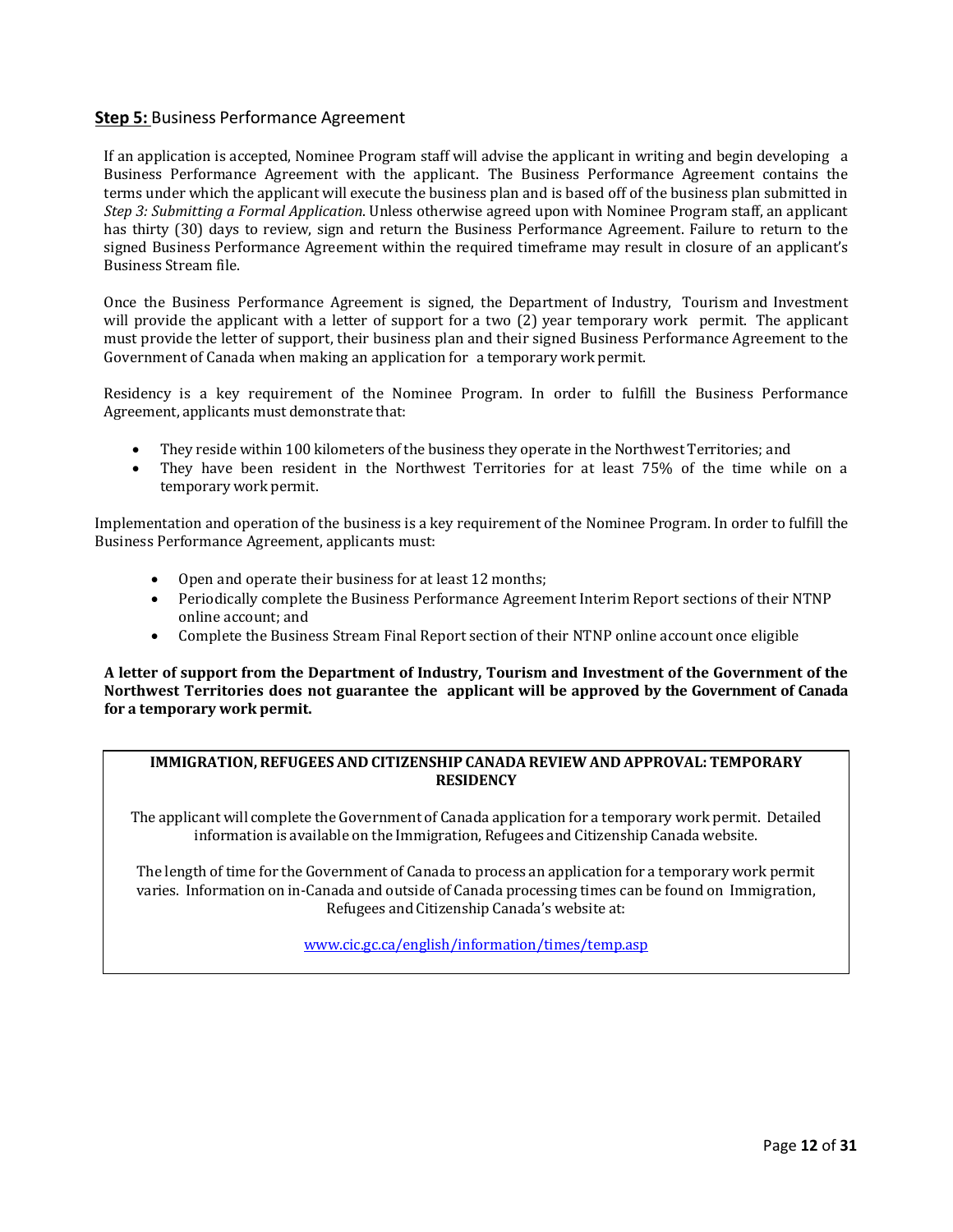## **Step 5:** Business Performance Agreement

If an application is accepted, Nominee Program staff will advise the applicant in writing and begin developing a Business Performance Agreement with the applicant. The Business Performance Agreement contains the terms under which the applicant will execute the business plan and is based off of the business plan submitted in *Step 3: Submitting a Formal Application*. Unless otherwise agreed upon with Nominee Program staff, an applicant has thirty (30) days to review, sign and return the Business Performance Agreement. Failure to return to the signed Business Performance Agreement within the required timeframe may result in closure of an applicant's Business Stream file.

Once the Business Performance Agreement is signed, the Department of Industry, Tourism and Investment will provide the applicant with a letter of support for a two (2) year temporary work permit. The applicant must provide the letter of support, their business plan and their signed Business Performance Agreement to the Government of Canada when making an application for a temporary work permit.

Residency is a key requirement of the Nominee Program. In order to fulfill the Business Performance Agreement, applicants must demonstrate that:

- They reside within 100 kilometers of the business they operate in the Northwest Territories; and
- They have been resident in the Northwest Territories for at least 75% of the time while on a temporary work permit.

Implementation and operation of the business is a key requirement of the Nominee Program. In order to fulfill the Business Performance Agreement, applicants must:

- Open and operate their business for at least 12 months;
- Periodically complete the Business Performance Agreement Interim Report sections of their NTNP online account; and
- Complete the Business Stream Final Report section of their NTNP online account once eligible

**A letter of support from the Department of Industry, Tourism and Investment of the Government of the Northwest Territories does not guarantee the applicant will be approved by the Government of Canada for a temporary work permit.**

**IMMIGRATION, REFUGEES AND CITIZENSHIP CANADA REVIEW AND APPROVAL: TEMPORARY RESIDENCY**

The applicant will complete the Government of Canada application for a temporary work permit. Detailed information is available on the Immigration, Refugees and Citizenship Canada website.

The length of time for the Government of Canada to process an application for a temporary work permit varies. Information on in-Canada and outside of Canada processing times can be found on Immigration, Refugees and Citizenship Canada's website at:

www.cic.gc.ca/english/information/times/temp.asp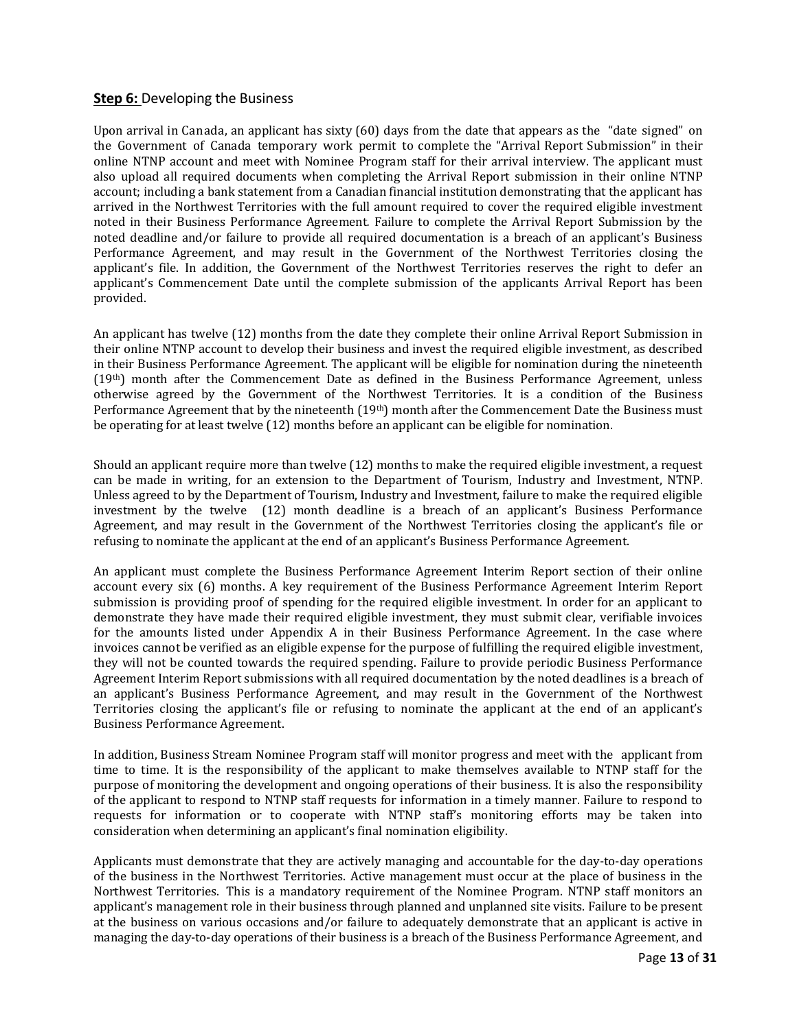**Step 6:** Developing the Business

Upon arrival in Canada, an applicant has sixty (60) days from the date that appears as the "date signed" on the Government of Canada temporary work permit to complete the "Arrival Report Submission" in their online NTNP account and meet with Nominee Program staff for their arrival interview. The applicant must also upload all required documents when completing the Arrival Report submission in their online NTNP account; including a bank statement from a Canadian financial institution demonstrating that the applicant has arrived in the Northwest Territories with the full amount required to cover the required eligible investment noted in their Business Performance Agreement. Failure to complete the Arrival Report Submission by the noted deadline and/or failure to provide all required documentation is a breach of an applicant's Business Performance Agreement, and may result in the Government of the Northwest Territories closing the applicant's file. In addition, the Government of the Northwest Territories reserves the right to defer an applicant's Commencement Date until the complete submission of the applicants Arrival Report has been provided.

An applicant has twelve (12) months from the date they complete their online Arrival Report Submission in their online NTNP account to develop their business and invest the required eligible investment, as described in their Business Performance Agreement. The applicant will be eligible for nomination during the nineteenth (19th) month after the Commencement Date as defined in the Business Performance Agreement, unless otherwise agreed by the Government of the Northwest Territories. It is a condition of the Business Performance Agreement that by the nineteenth (19th) month after the Commencement Date the Business must be operating for at least twelve (12) months before an applicant can be eligible for nomination.

Should an applicant require more than twelve (12) months to make the required eligible investment, a request can be made in writing, for an extension to the Department of Tourism, Industry and Investment, NTNP. Unless agreed to by the Department of Tourism, Industry and Investment, failure to make the required eligible investment by the twelve (12) month deadline is a breach of an applicant's Business Performance Agreement, and may result in the Government of the Northwest Territories closing the applicant's file or refusing to nominate the applicant at the end of an applicant's Business Performance Agreement.

An applicant must complete the Business Performance Agreement Interim Report section of their online account every six (6) months. A key requirement of the Business Performance Agreement Interim Report submission is providing proof of spending for the required eligible investment. In order for an applicant to demonstrate they have made their required eligible investment, they must submit clear, verifiable invoices for the amounts listed under Appendix A in their Business Performance Agreement. In the case where invoices cannot be verified as an eligible expense for the purpose of fulfilling the required eligible investment, they will not be counted towards the required spending. Failure to provide periodic Business Performance Agreement Interim Report submissions with all required documentation by the noted deadlines is a breach of an applicant's Business Performance Agreement, and may result in the Government of the Northwest Territories closing the applicant's file or refusing to nominate the applicant at the end of an applicant's Business Performance Agreement.

In addition, Business Stream Nominee Program staff will monitor progress and meet with the applicant from time to time. It is the responsibility of the applicant to make themselves available to NTNP staff for the purpose of monitoring the development and ongoing operations of their business. It is also the responsibility of the applicant to respond to NTNP staff requests for information in a timely manner. Failure to respond to requests for information or to cooperate with NTNP staff's monitoring efforts may be taken into consideration when determining an applicant's final nomination eligibility.

Applicants must demonstrate that they are actively managing and accountable for the day-to-day operations of the business in the Northwest Territories. Active management must occur at the place of business in the Northwest Territories. This is a mandatory requirement of the Nominee Program. NTNP staff monitors an applicant's management role in their business through planned and unplanned site visits. Failure to be present at the business on various occasions and/or failure to adequately demonstrate that an applicant is active in managing the day-to-day operations of their business is a breach of the Business Performance Agreement, and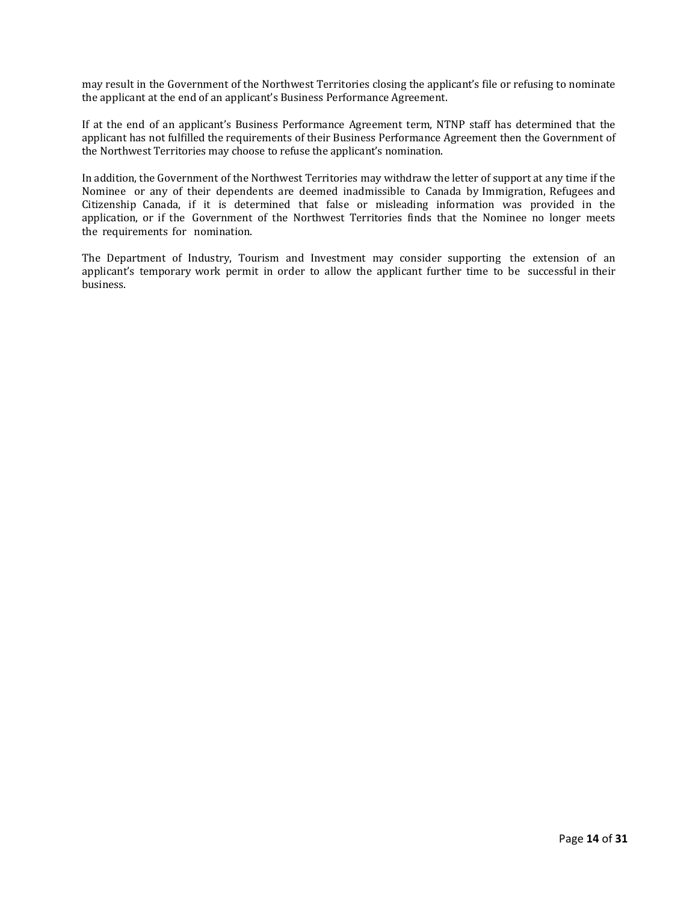may result in the Government of the Northwest Territories closing the applicant's file or refusing to nominate the applicant at the end of an applicant's Business Performance Agreement.

If at the end of an applicant's Business Performance Agreement term, NTNP staff has determined that the applicant has not fulfilled the requirements of their Business Performance Agreement then the Government of the Northwest Territories may choose to refuse the applicant's nomination.

In addition, the Government of the Northwest Territories may withdraw the letter of support at any time if the Nominee or any of their dependents are deemed inadmissible to Canada by Immigration, Refugees and Citizenship Canada, if it is determined that false or misleading information was provided in the application, or if the Government of the Northwest Territories finds that the Nominee no longer meets the requirements for nomination.

The Department of Industry, Tourism and Investment may consider supporting the extension of an applicant's temporary work permit in order to allow the applicant further time to be successful in their business.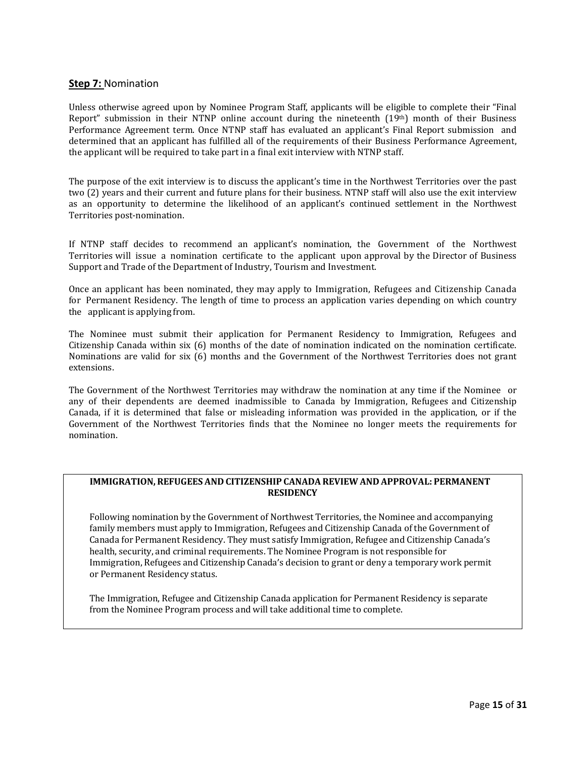## **Step 7:** Nomination

Unless otherwise agreed upon by Nominee Program Staff, applicants will be eligible to complete their "Final Report" submission in their NTNP online account during the nineteenth (19th) month of their Business Performance Agreement term. Once NTNP staff has evaluated an applicant's Final Report submission and determined that an applicant has fulfilled all of the requirements of their Business Performance Agreement, the applicant will be required to take part in a final exit interview with NTNP staff.

The purpose of the exit interview is to discuss the applicant's time in the Northwest Territories over the past two (2) years and their current and future plans for their business. NTNP staff will also use the exit interview as an opportunity to determine the likelihood of an applicant's continued settlement in the Northwest Territories post-nomination.

If NTNP staff decides to recommend an applicant's nomination, the Government of the Northwest Territories will issue a nomination certificate to the applicant upon approval by the Director of Business Support and Trade of the Department of Industry, Tourism and Investment.

Once an applicant has been nominated, they may apply to Immigration, Refugees and Citizenship Canada for Permanent Residency. The length of time to process an application varies depending on which country the applicant is applying from.

The Nominee must submit their application for Permanent Residency to Immigration, Refugees and Citizenship Canada within six (6) months of the date of nomination indicated on the nomination certificate. Nominations are valid for six (6) months and the Government of the Northwest Territories does not grant extensions.

The Government of the Northwest Territories may withdraw the nomination at any time if the Nominee or any of their dependents are deemed inadmissible to Canada by Immigration, Refugees and Citizenship Canada, if it is determined that false or misleading information was provided in the application, or if the Government of the Northwest Territories finds that the Nominee no longer meets the requirements for nomination.

**IMMIGRATION, REFUGEES AND CITIZENSHIP CANADA REVIEW AND APPROVAL: PERMANENT RESIDENCY**

Following nomination by the Government of Northwest Territories, the Nominee and accompanying family members must apply to Immigration, Refugees and Citizenship Canada of the Government of Canada for Permanent Residency. They must satisfy Immigration, Refugee and Citizenship Canada's health, security, and criminal requirements. The Nominee Program is not responsible for Immigration, Refugees and Citizenship Canada's decision to grant or deny a temporary work permit or Permanent Residency status.

The Immigration, Refugee and Citizenship Canada application for Permanent Residency is separate from the Nominee Program process and will take additional time to complete.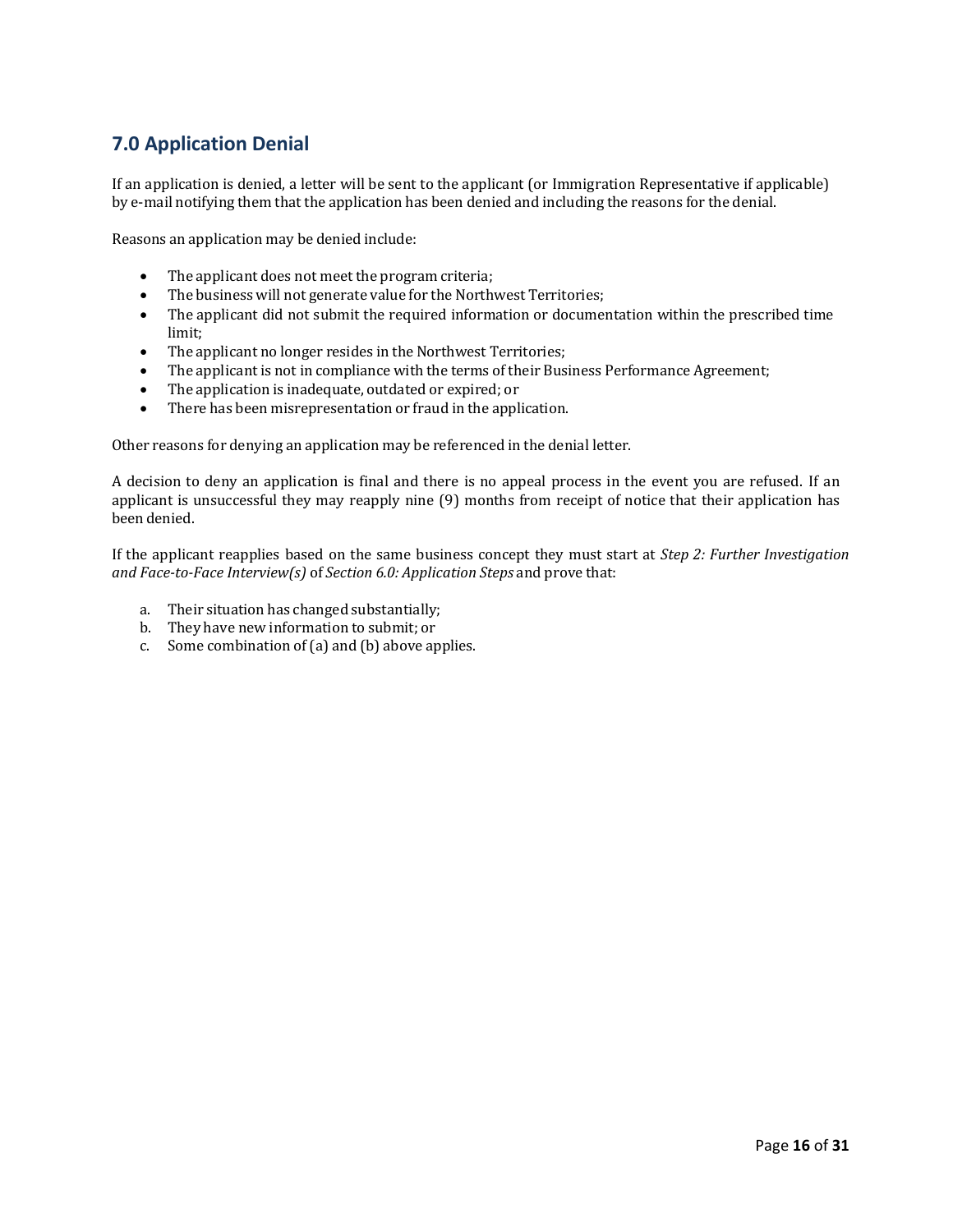## 7.0 Application Denial

If an application is denied, a letter will be sent to the applicant (or Immigration Representative if applicable) by e-mail notifying them that the application has been denied and including the reasons for the denial.

Reasons an application may be denied include:

- The applicant does not meet the program criteria;
- The business will not generate value for the Northwest Territories;
- The applicant did not submit the required information or documentation within the prescribed time limit;
- The applicant no longer resides in the Northwest Territories;
- The applicant is not in compliance with the terms of their Business Performance Agreement;
- The application is inadequate, outdated or expired; or
- There has been misrepresentation or fraud in the application.

Other reasons for denying an application may be referenced in the denial letter.

A decision to deny an application is final and there is no appeal process in the event you are refused. If an applicant is unsuccessful they may reapply nine (9) months from receipt of notice that their application has been denied.

If the applicant reapplies based on the same business concept they must start at *Step 2: Further Investigation and Face-to-Face Interview(s)* of *Section 6.0: Application Steps* and prove that:

a. Their situation has changed substantially;
b. They have new information to submit; or
c. Some combination of (a) and (b) above applies.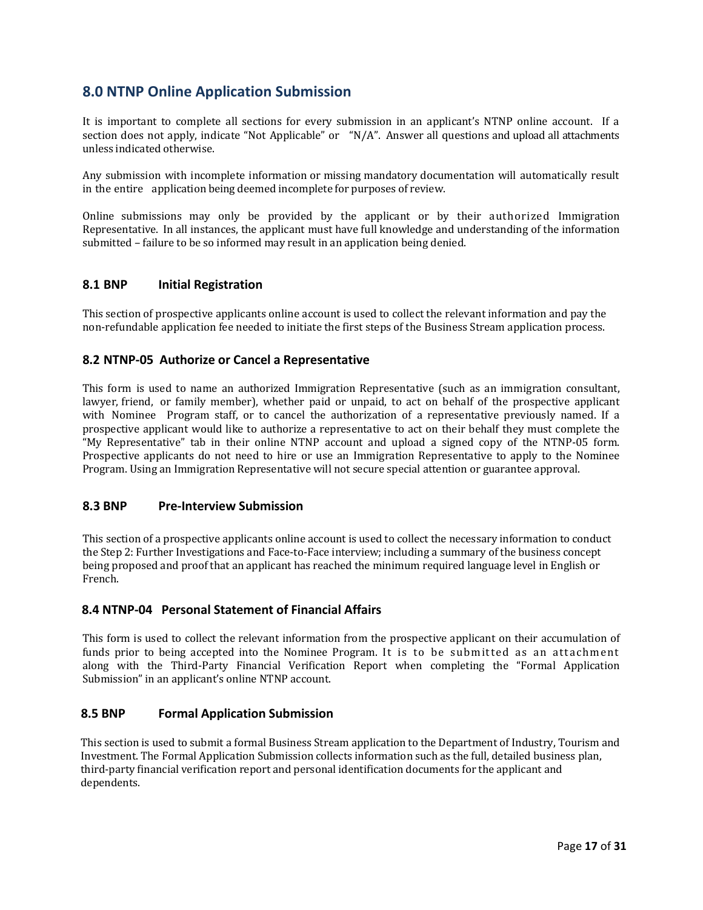## 8.0 NTNP Online Application Submission

It is important to complete all sections for every submission in an applicant's NTNP online account. If a section does not apply, indicate "Not Applicable" or "N/A". Answer all questions and upload all attachments unless indicated otherwise.

Any submission with incomplete information or missing mandatory documentation will automatically result in the entire application being deemed incomplete for purposes of review.

Online submissions may only be provided by the applicant or by their authorized Immigration Representative. In all instances, the applicant must have full knowledge and understanding of the information submitted – failure to be so informed may result in an application being denied.

### 8.1 BNP Initial Registration

This section of prospective applicants online account is used to collect the relevant information and pay the non-refundable application fee needed to initiate the first steps of the Business Stream application process.

### 8.2 NTNP-05 Authorize or Cancel a Representative

This form is used to name an authorized Immigration Representative (such as an immigration consultant, lawyer, friend, or family member), whether paid or unpaid, to act on behalf of the prospective applicant with Nominee Program staff, or to cancel the authorization of a representative previously named. If a prospective applicant would like to authorize a representative to act on their behalf they must complete the "My Representative" tab in their online NTNP account and upload a signed copy of the NTNP-05 form. Prospective applicants do not need to hire or use an Immigration Representative to apply to the Nominee Program. Using an Immigration Representative will not secure special attention or guarantee approval.

### 8.3 BNP Pre-Interview Submission

This section of a prospective applicants online account is used to collect the necessary information to conduct the Step 2: Further Investigations and Face-to-Face interview; including a summary of the business concept being proposed and proof that an applicant has reached the minimum required language level in English or French.

### 8.4 NTNP-04 Personal Statement of Financial Affairs

This form is used to collect the relevant information from the prospective applicant on their accumulation of funds prior to being accepted into the Nominee Program. It is to be submitted as an attachment along with the Third-Party Financial Verification Report when completing the "Formal Application Submission" in an applicant's online NTNP account.

### 8.5 BNP Formal Application Submission

This section is used to submit a formal Business Stream application to the Department of Industry, Tourism and Investment. The Formal Application Submission collects information such as the full, detailed business plan, third-party financial verification report and personal identification documents for the applicant and dependents.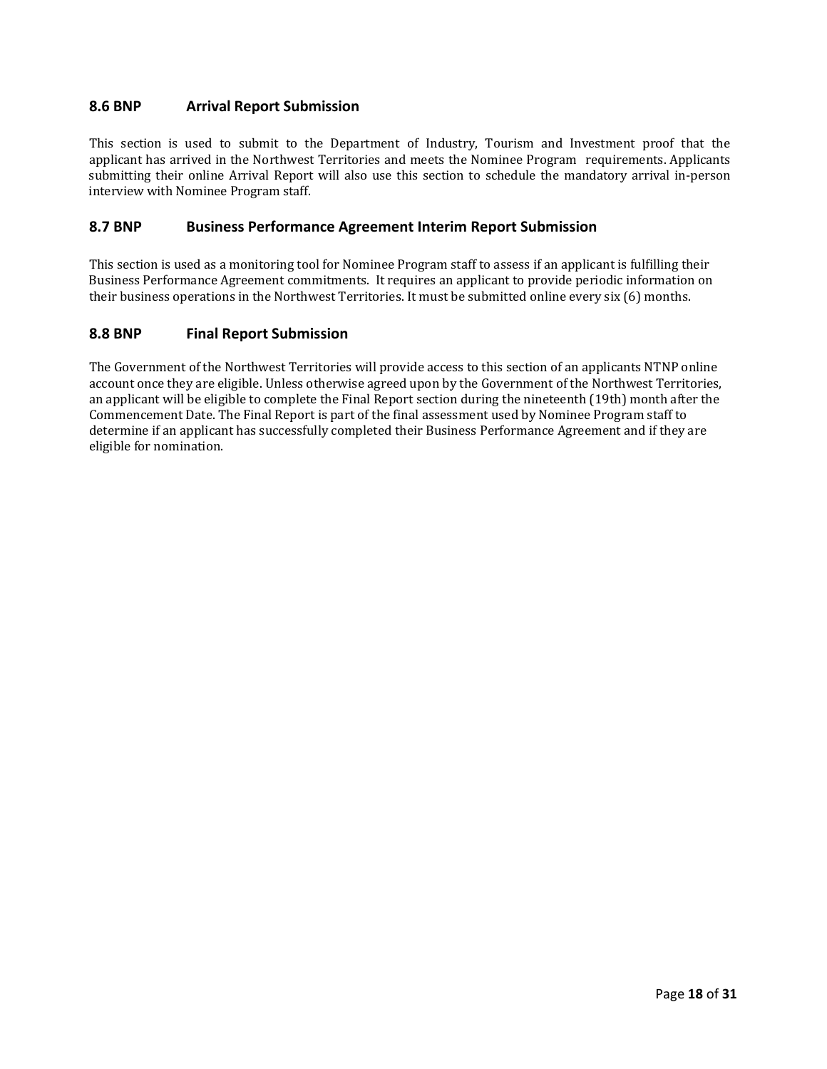### 8.6 BNP Arrival Report Submission

This section is used to submit to the Department of Industry, Tourism and Investment proof that the applicant has arrived in the Northwest Territories and meets the Nominee Program requirements. Applicants submitting their online Arrival Report will also use this section to schedule the mandatory arrival in-person interview with Nominee Program staff.

### 8.7 BNP Business Performance Agreement Interim Report Submission

This section is used as a monitoring tool for Nominee Program staff to assess if an applicant is fulfilling their Business Performance Agreement commitments. It requires an applicant to provide periodic information on their business operations in the Northwest Territories. It must be submitted online every six (6) months.

### 8.8 BNP Final Report Submission

The Government of the Northwest Territories will provide access to this section of an applicants NTNP online account once they are eligible. Unless otherwise agreed upon by the Government of the Northwest Territories, an applicant will be eligible to complete the Final Report section during the nineteenth (19th) month after the Commencement Date. The Final Report is part of the final assessment used by Nominee Program staff to determine if an applicant has successfully completed their Business Performance Agreement and if they are eligible for nomination.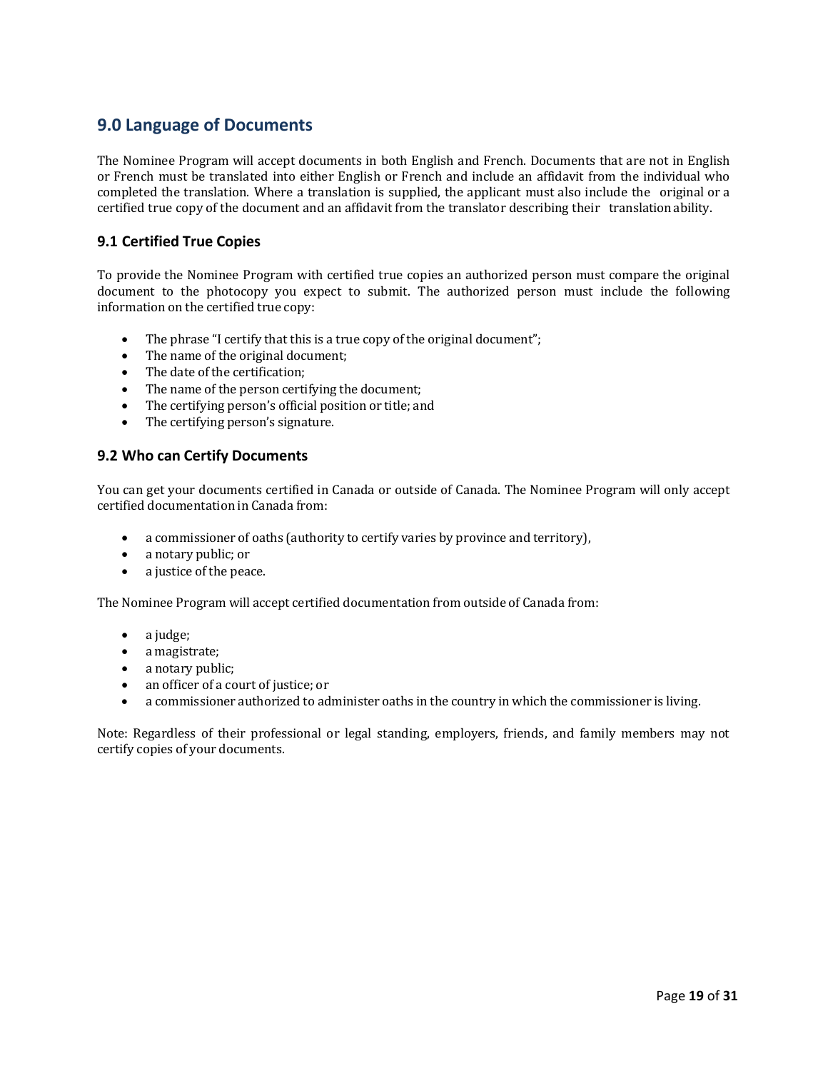## 9.0 Language of Documents

The Nominee Program will accept documents in both English and French. Documents that are not in English or French must be translated into either English or French and include an affidavit from the individual who completed the translation. Where a translation is supplied, the applicant must also include the original or a certified true copy of the document and an affidavit from the translator describing their translation ability.

### 9.1 Certified True Copies

To provide the Nominee Program with certified true copies an authorized person must compare the original document to the photocopy you expect to submit. The authorized person must include the following information on the certified true copy:

- The phrase "I certify that this is a true copy of the original document";
- The name of the original document;
- The date of the certification;
- The name of the person certifying the document;
- The certifying person's official position or title; and
- The certifying person's signature.

### 9.2 Who can Certify Documents

You can get your documents certified in Canada or outside of Canada. The Nominee Program will only accept certified documentation in Canada from:

- a commissioner of oaths (authority to certify varies by province and territory),
- a notary public; or
- a justice of the peace.

The Nominee Program will accept certified documentation from outside of Canada from:

- a judge;
- a magistrate;
- a notary public;
- an officer of a court of justice; or
- a commissioner authorized to administer oaths in the country in which the commissioner is living.

Note: Regardless of their professional or legal standing, employers, friends, and family members may not certify copies of your documents.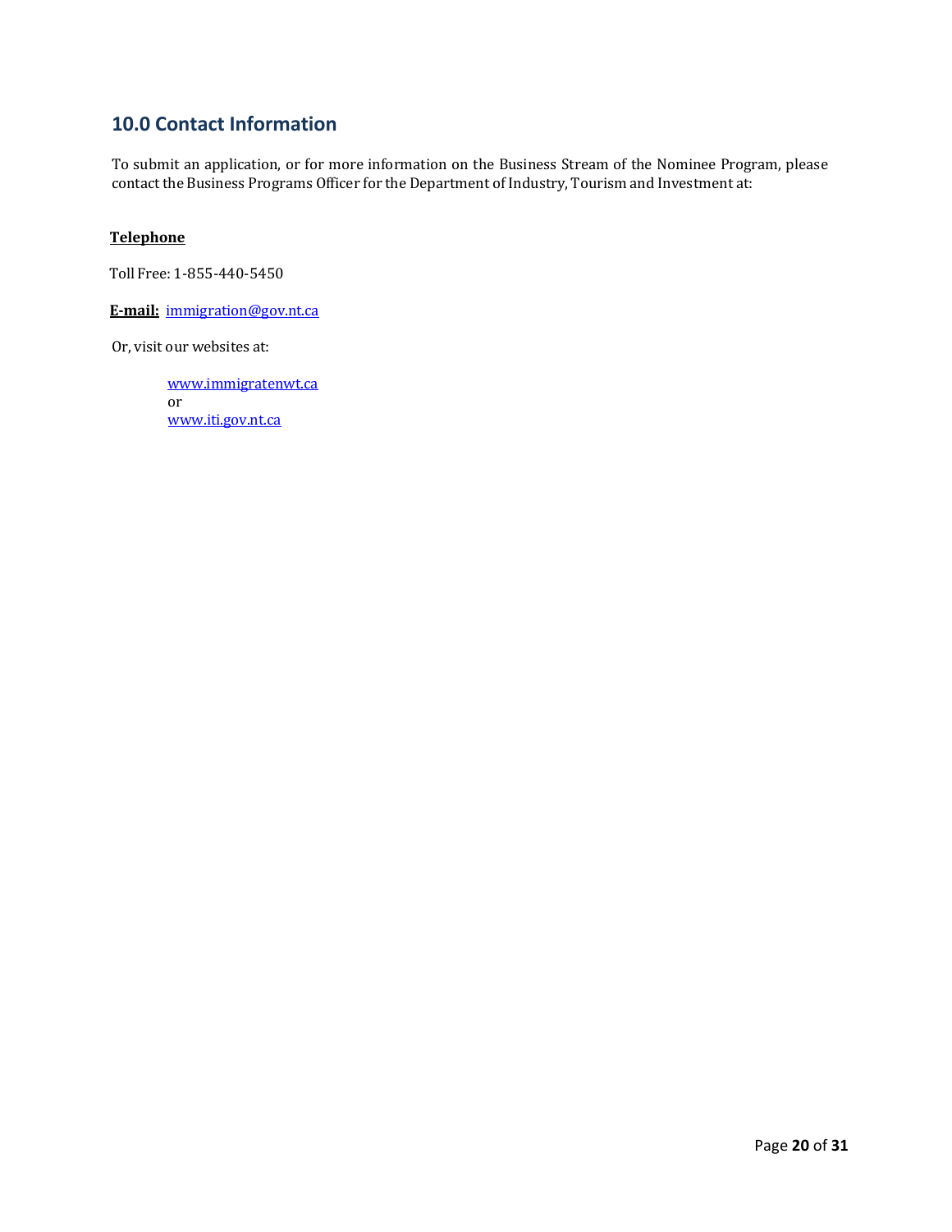## 10.0 Contact Information

To submit an application, or for more information on the Business Stream of the Nominee Program, please contact the Business Programs Officer for the Department of Industry, Tourism and Investment at:

**Telephone**

Toll Free: 1-855-440-5450

**E-mail:** immigration@gov.nt.ca

Or, visit our websites at:

www.immigratenwt.ca
or
www.iti.gov.nt.ca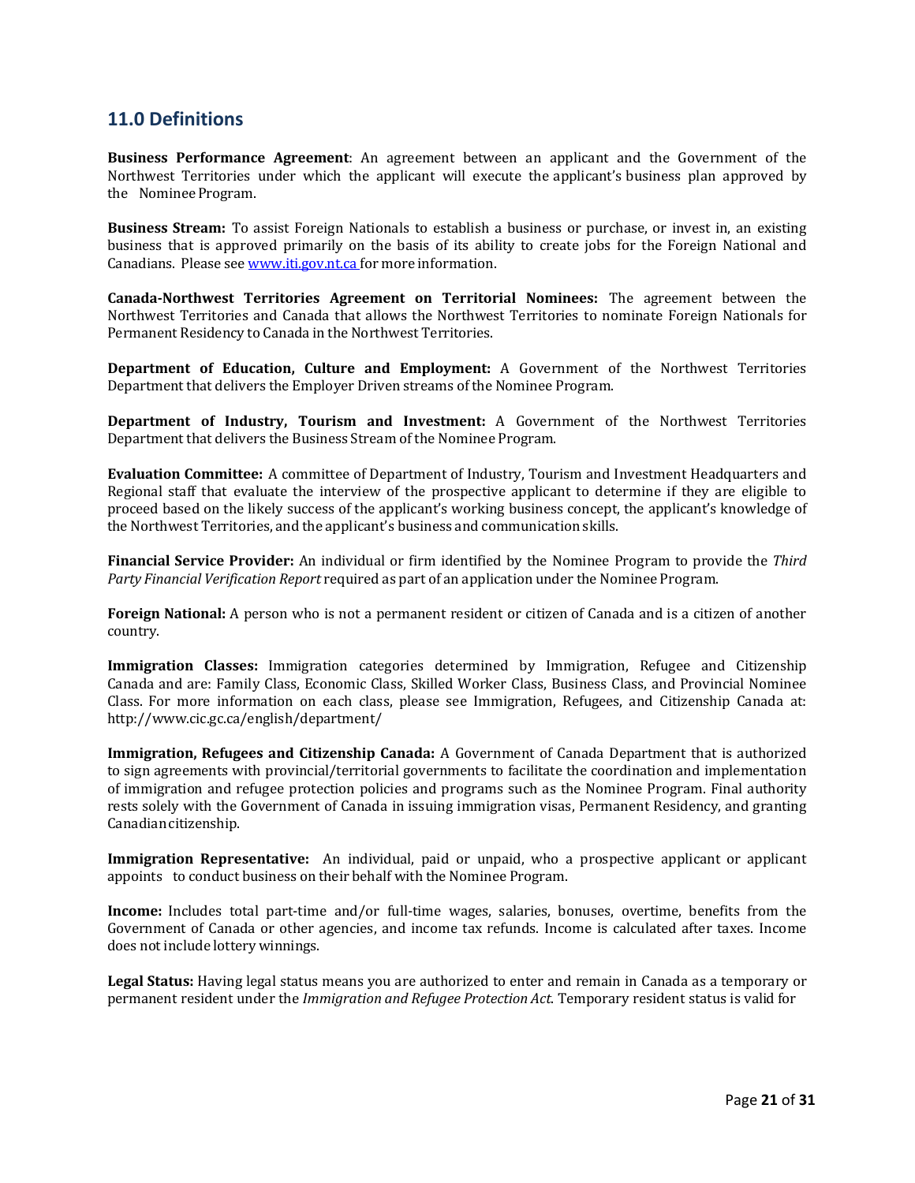## 11.0 Definitions

**Business Performance Agreement**: An agreement between an applicant and the Government of the Northwest Territories under which the applicant will execute the applicant's business plan approved by the Nominee Program.

**Business Stream:** To assist Foreign Nationals to establish a business or purchase, or invest in, an existing business that is approved primarily on the basis of its ability to create jobs for the Foreign National and Canadians. Please see www.iti.gov.nt.ca for more information.

**Canada-Northwest Territories Agreement on Territorial Nominees:** The agreement between the Northwest Territories and Canada that allows the Northwest Territories to nominate Foreign Nationals for Permanent Residency to Canada in the Northwest Territories.

**Department of Education, Culture and Employment:** A Government of the Northwest Territories Department that delivers the Employer Driven streams of the Nominee Program.

**Department of Industry, Tourism and Investment:** A Government of the Northwest Territories Department that delivers the Business Stream of the Nominee Program.

**Evaluation Committee:** A committee of Department of Industry, Tourism and Investment Headquarters and Regional staff that evaluate the interview of the prospective applicant to determine if they are eligible to proceed based on the likely success of the applicant's working business concept, the applicant's knowledge of the Northwest Territories, and the applicant's business and communication skills.

**Financial Service Provider:** An individual or firm identified by the Nominee Program to provide the *Third Party Financial Verification Report* required as part of an application under the Nominee Program.

**Foreign National:** A person who is not a permanent resident or citizen of Canada and is a citizen of another country.

**Immigration Classes:** Immigration categories determined by Immigration, Refugee and Citizenship Canada and are: Family Class, Economic Class, Skilled Worker Class, Business Class, and Provincial Nominee Class. For more information on each class, please see Immigration, Refugees, and Citizenship Canada at: http://www.cic.gc.ca/english/department/

**Immigration, Refugees and Citizenship Canada:** A Government of Canada Department that is authorized to sign agreements with provincial/territorial governments to facilitate the coordination and implementation of immigration and refugee protection policies and programs such as the Nominee Program. Final authority rests solely with the Government of Canada in issuing immigration visas, Permanent Residency, and granting Canadian citizenship.

**Immigration Representative:** An individual, paid or unpaid, who a prospective applicant or applicant appoints to conduct business on their behalf with the Nominee Program.

**Income:** Includes total part-time and/or full-time wages, salaries, bonuses, overtime, benefits from the Government of Canada or other agencies, and income tax refunds. Income is calculated after taxes. Income does not include lottery winnings.

**Legal Status:** Having legal status means you are authorized to enter and remain in Canada as a temporary or permanent resident under the *Immigration and Refugee Protection Act*. Temporary resident status is valid for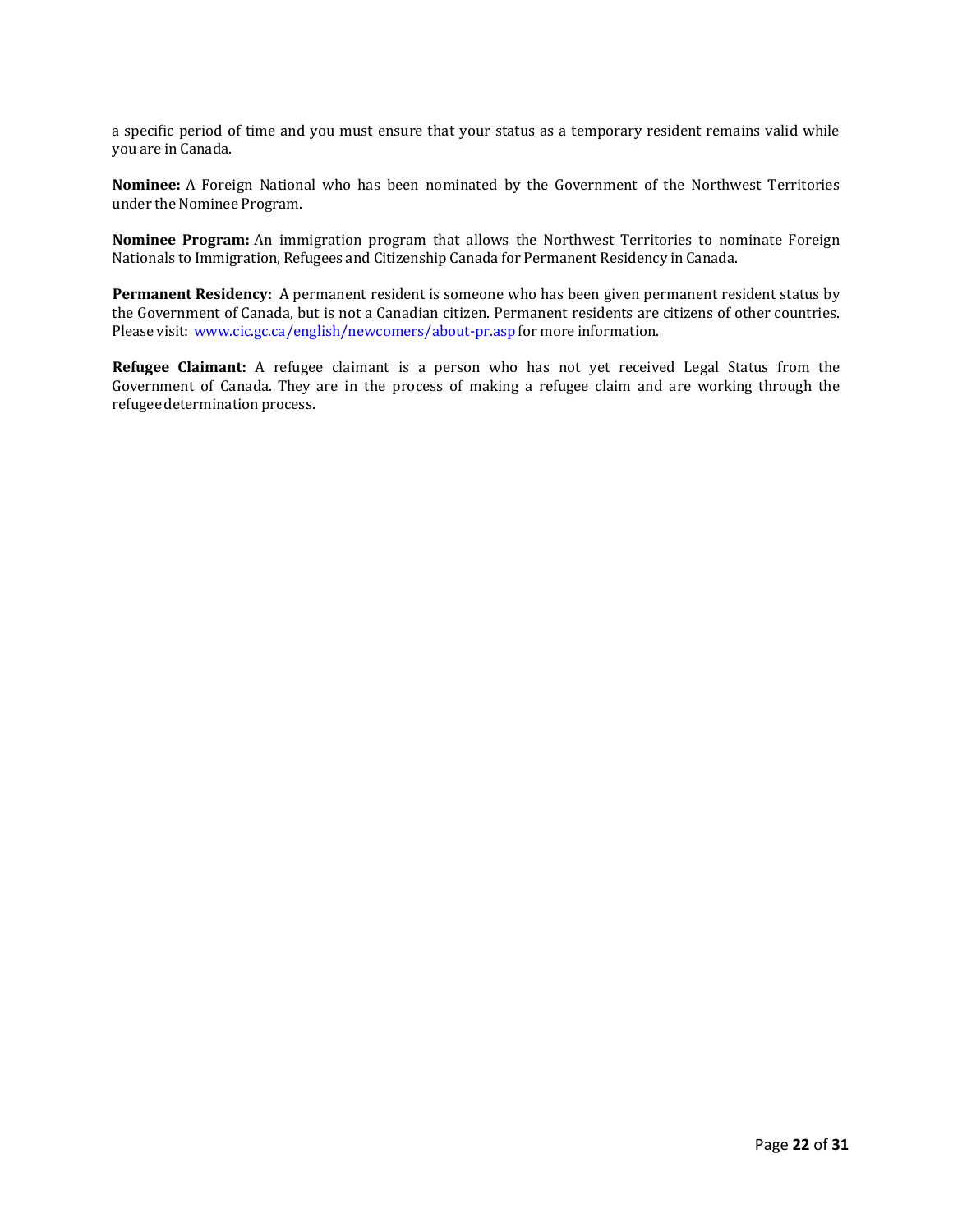a specific period of time and you must ensure that your status as a temporary resident remains valid while you are in Canada.

**Nominee:** A Foreign National who has been nominated by the Government of the Northwest Territories under the Nominee Program.

**Nominee Program:** An immigration program that allows the Northwest Territories to nominate Foreign Nationals to Immigration, Refugees and Citizenship Canada for Permanent Residency in Canada.

**Permanent Residency:** A permanent resident is someone who has been given permanent resident status by the Government of Canada, but is not a Canadian citizen. Permanent residents are citizens of other countries. Please visit: www.cic.gc.ca/english/newcomers/about-pr.asp for more information.

**Refugee Claimant:** A refugee claimant is a person who has not yet received Legal Status from the Government of Canada. They are in the process of making a refugee claim and are working through the refugee determination process.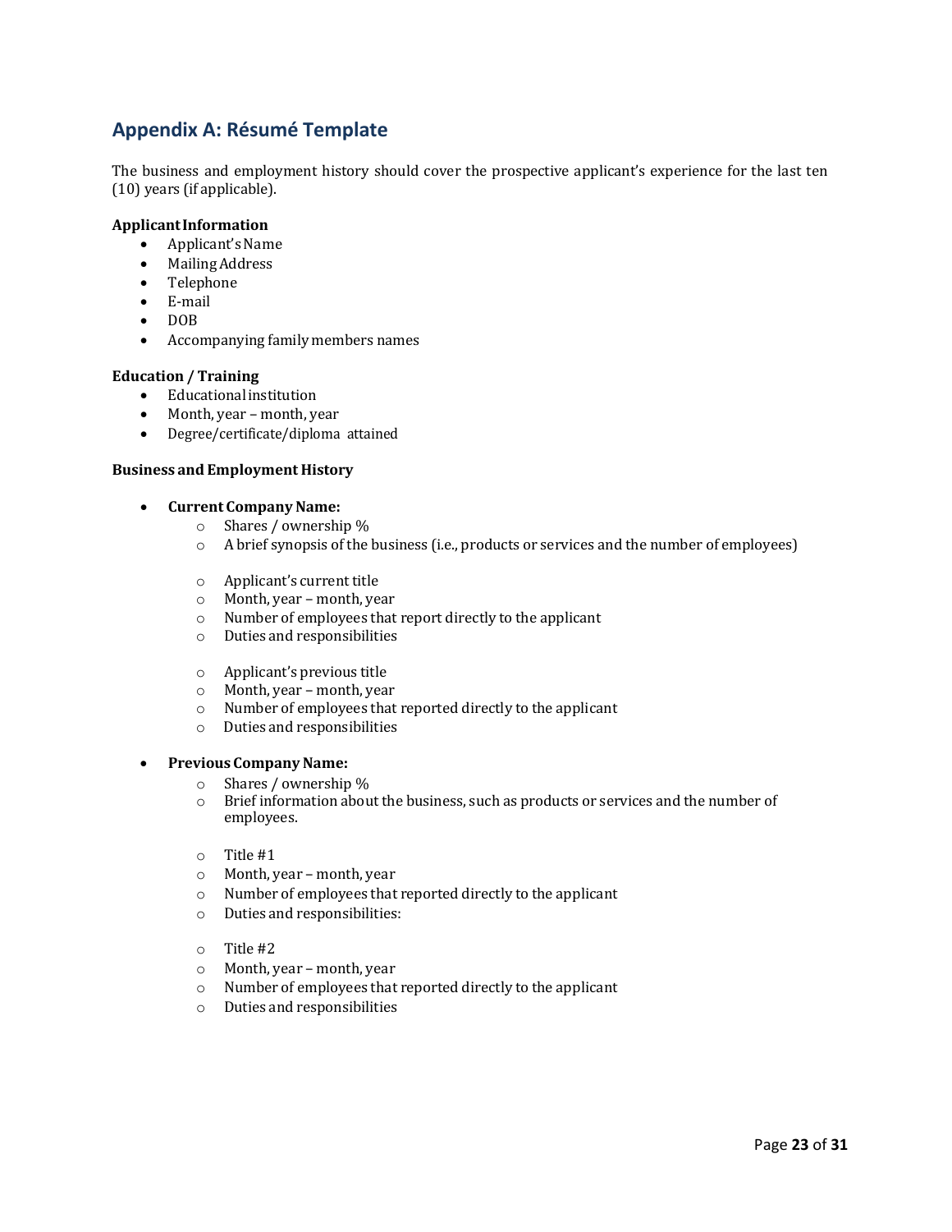## Appendix A: Résumé Template

The business and employment history should cover the prospective applicant's experience for the last ten (10) years (if applicable).

**Applicant Information**

- Applicant's Name
- Mailing Address
- Telephone
- E-mail
- DOB
- Accompanying family members names

**Education / Training**

- Educational institution
- Month, year – month, year
- Degree/certificate/diploma attained

**Business and Employment History**

- **Current Company Name:**
    - Shares / ownership %
    - A brief synopsis of the business (i.e., products or services and the number of employees)

    - Applicant's current title
    - Month, year – month, year
    - Number of employees that report directly to the applicant
    - Duties and responsibilities

    - Applicant's previous title
    - Month, year – month, year
    - Number of employees that reported directly to the applicant
    - Duties and responsibilities

- **Previous Company Name:**
    - Shares / ownership %
    - Brief information about the business, such as products or services and the number of employees.

    - Title #1
    - Month, year – month, year
    - Number of employees that reported directly to the applicant
    - Duties and responsibilities:

    - Title #2
    - Month, year – month, year
    - Number of employees that reported directly to the applicant
    - Duties and responsibilities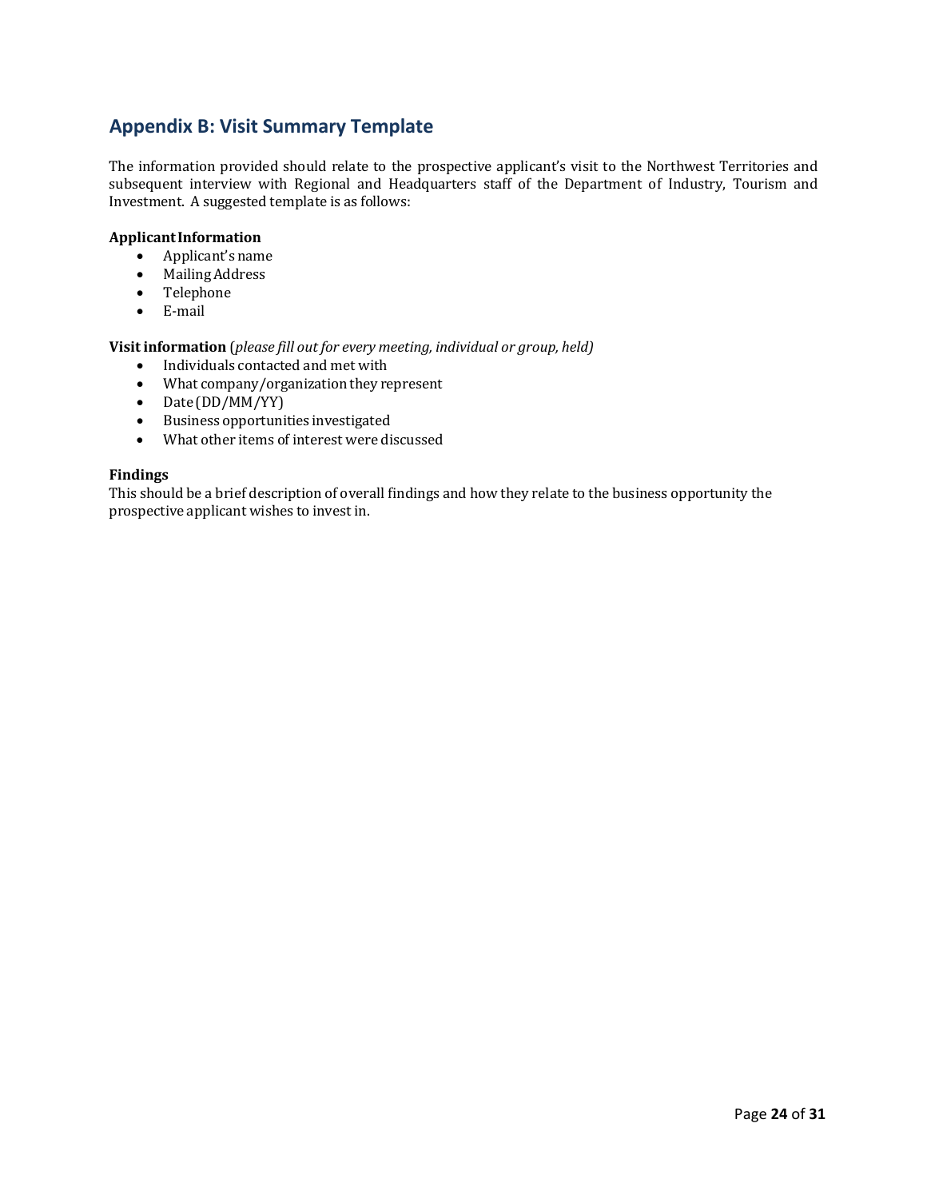## Appendix B: Visit Summary Template

The information provided should relate to the prospective applicant's visit to the Northwest Territories and subsequent interview with Regional and Headquarters staff of the Department of Industry, Tourism and Investment. A suggested template is as follows:

**Applicant Information**

- Applicant's name
- Mailing Address
- Telephone
- E-mail

**Visit information** (*please fill out for every meeting, individual or group, held)*

- Individuals contacted and met with
- What company/organization they represent
- Date (DD/MM/YY)
- Business opportunities investigated
- What other items of interest were discussed

**Findings**

This should be a brief description of overall findings and how they relate to the business opportunity the prospective applicant wishes to invest in.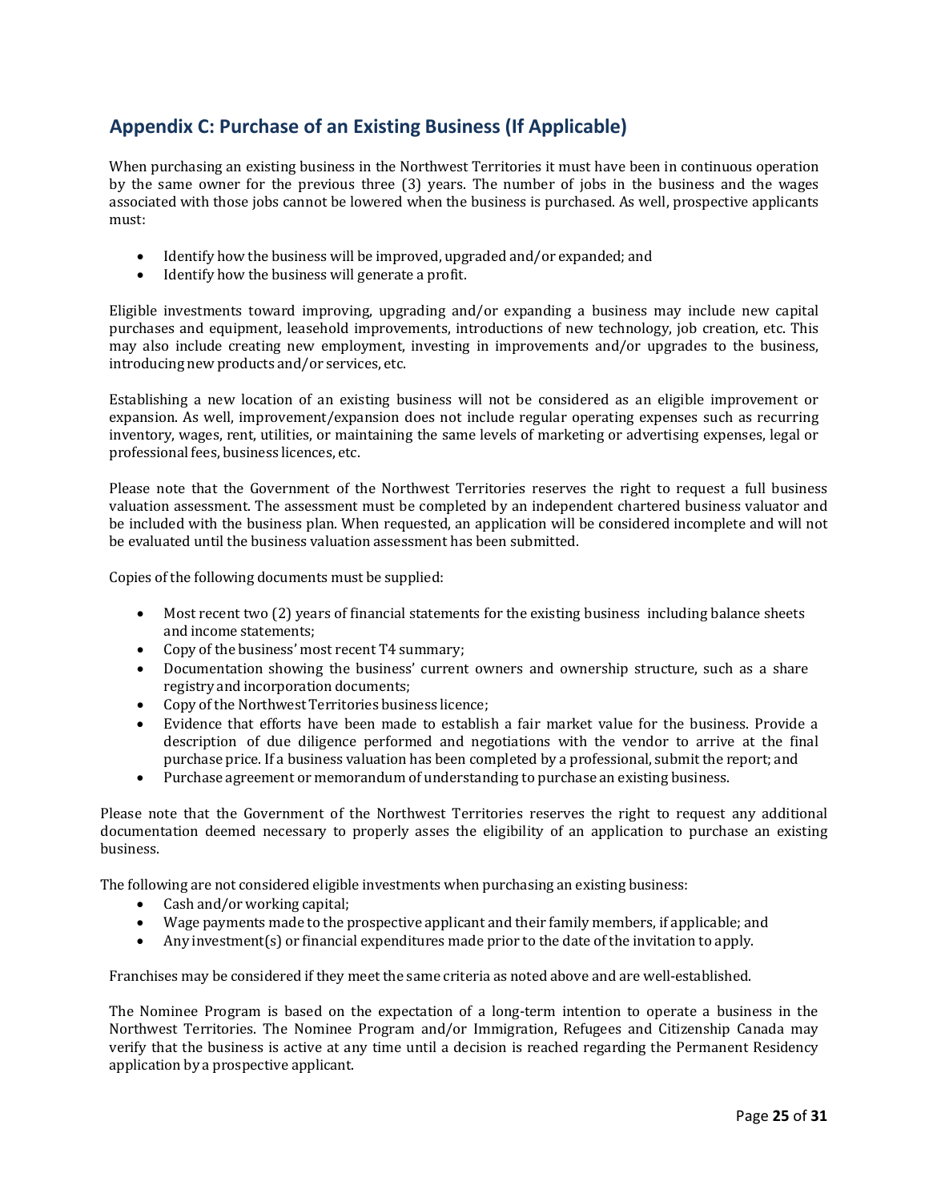## Appendix C: Purchase of an Existing Business (If Applicable)

When purchasing an existing business in the Northwest Territories it must have been in continuous operation by the same owner for the previous three (3) years. The number of jobs in the business and the wages associated with those jobs cannot be lowered when the business is purchased. As well, prospective applicants must:

- Identify how the business will be improved, upgraded and/or expanded; and
- Identify how the business will generate a profit.

Eligible investments toward improving, upgrading and/or expanding a business may include new capital purchases and equipment, leasehold improvements, introductions of new technology, job creation, etc. This may also include creating new employment, investing in improvements and/or upgrades to the business, introducing new products and/or services, etc.

Establishing a new location of an existing business will not be considered as an eligible improvement or expansion. As well, improvement/expansion does not include regular operating expenses such as recurring inventory, wages, rent, utilities, or maintaining the same levels of marketing or advertising expenses, legal or professional fees, business licences, etc.

Please note that the Government of the Northwest Territories reserves the right to request a full business valuation assessment. The assessment must be completed by an independent chartered business valuator and be included with the business plan. When requested, an application will be considered incomplete and will not be evaluated until the business valuation assessment has been submitted.

Copies of the following documents must be supplied:

- Most recent two (2) years of financial statements for the existing business including balance sheets and income statements;
- Copy of the business' most recent T4 summary;
- Documentation showing the business' current owners and ownership structure, such as a share registry and incorporation documents;
- Copy of the Northwest Territories business licence;
- Evidence that efforts have been made to establish a fair market value for the business. Provide a description of due diligence performed and negotiations with the vendor to arrive at the final purchase price. If a business valuation has been completed by a professional, submit the report; and
- Purchase agreement or memorandum of understanding to purchase an existing business.

Please note that the Government of the Northwest Territories reserves the right to request any additional documentation deemed necessary to properly asses the eligibility of an application to purchase an existing business.

The following are not considered eligible investments when purchasing an existing business:

- Cash and/or working capital;
- Wage payments made to the prospective applicant and their family members, if applicable; and
- Any investment(s) or financial expenditures made prior to the date of the invitation to apply.

Franchises may be considered if they meet the same criteria as noted above and are well-established.

The Nominee Program is based on the expectation of a long-term intention to operate a business in the Northwest Territories. The Nominee Program and/or Immigration, Refugees and Citizenship Canada may verify that the business is active at any time until a decision is reached regarding the Permanent Residency application by a prospective applicant.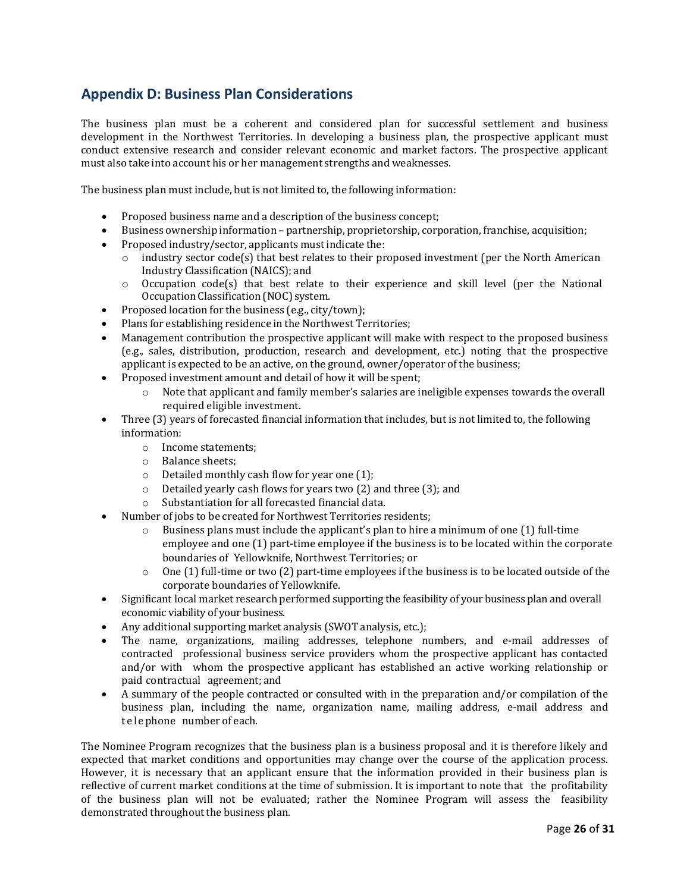## Appendix D: Business Plan Considerations

The business plan must be a coherent and considered plan for successful settlement and business development in the Northwest Territories. In developing a business plan, the prospective applicant must conduct extensive research and consider relevant economic and market factors. The prospective applicant must also take into account his or her management strengths and weaknesses.

The business plan must include, but is not limited to, the following information:

- Proposed business name and a description of the business concept;
- Business ownership information – partnership, proprietorship, corporation, franchise, acquisition;
- Proposed industry/sector, applicants must indicate the:
  - industry sector code(s) that best relates to their proposed investment (per the North American Industry Classification (NAICS); and
  - Occupation code(s) that best relate to their experience and skill level (per the National Occupation Classification (NOC) system.
- Proposed location for the business (e.g., city/town);
- Plans for establishing residence in the Northwest Territories;
- Management contribution the prospective applicant will make with respect to the proposed business (e.g., sales, distribution, production, research and development, etc.) noting that the prospective applicant is expected to be an active, on the ground, owner/operator of the business;
- Proposed investment amount and detail of how it will be spent;
  - Note that applicant and family member's salaries are ineligible expenses towards the overall required eligible investment.
- Three (3) years of forecasted financial information that includes, but is not limited to, the following information:
  - Income statements;
  - Balance sheets;
  - Detailed monthly cash flow for year one (1);
  - Detailed yearly cash flows for years two (2) and three (3); and
  - Substantiation for all forecasted financial data.
- Number of jobs to be created for Northwest Territories residents;
  - Business plans must include the applicant's plan to hire a minimum of one (1) full-time employee and one (1) part-time employee if the business is to be located within the corporate boundaries of Yellowknife, Northwest Territories; or
  - One (1) full-time or two (2) part-time employees if the business is to be located outside of the corporate boundaries of Yellowknife.
- Significant local market research performed supporting the feasibility of your business plan and overall economic viability of your business.
- Any additional supporting market analysis (SWOT analysis, etc.);
- The name, organizations, mailing addresses, telephone numbers, and e-mail addresses of contracted professional business service providers whom the prospective applicant has contacted and/or with whom the prospective applicant has established an active working relationship or paid contractual agreement; and
- A summary of the people contracted or consulted with in the preparation and/or compilation of the business plan, including the name, organization name, mailing address, e-mail address and telephone number of each.

The Nominee Program recognizes that the business plan is a business proposal and it is therefore likely and expected that market conditions and opportunities may change over the course of the application process. However, it is necessary that an applicant ensure that the information provided in their business plan is reflective of current market conditions at the time of submission. It is important to note that the profitability of the business plan will not be evaluated; rather the Nominee Program will assess the feasibility demonstrated throughout the business plan.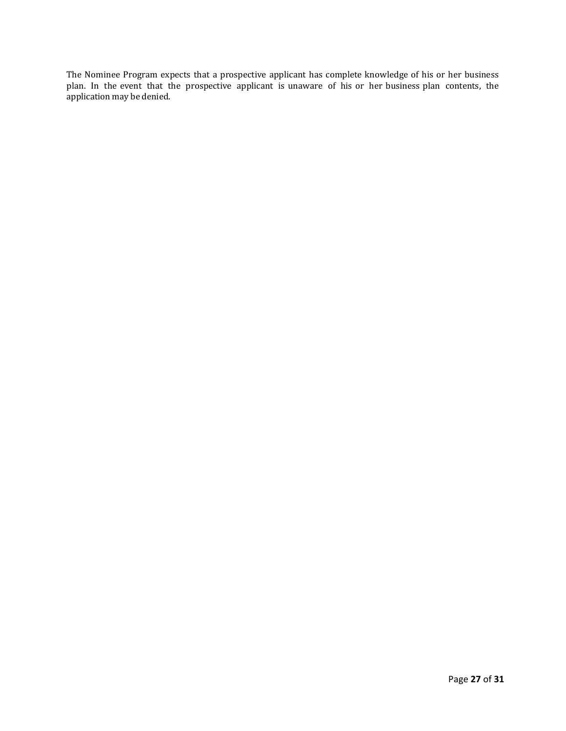The Nominee Program expects that a prospective applicant has complete knowledge of his or her business plan. In the event that the prospective applicant is unaware of his or her business plan contents, the application may be denied.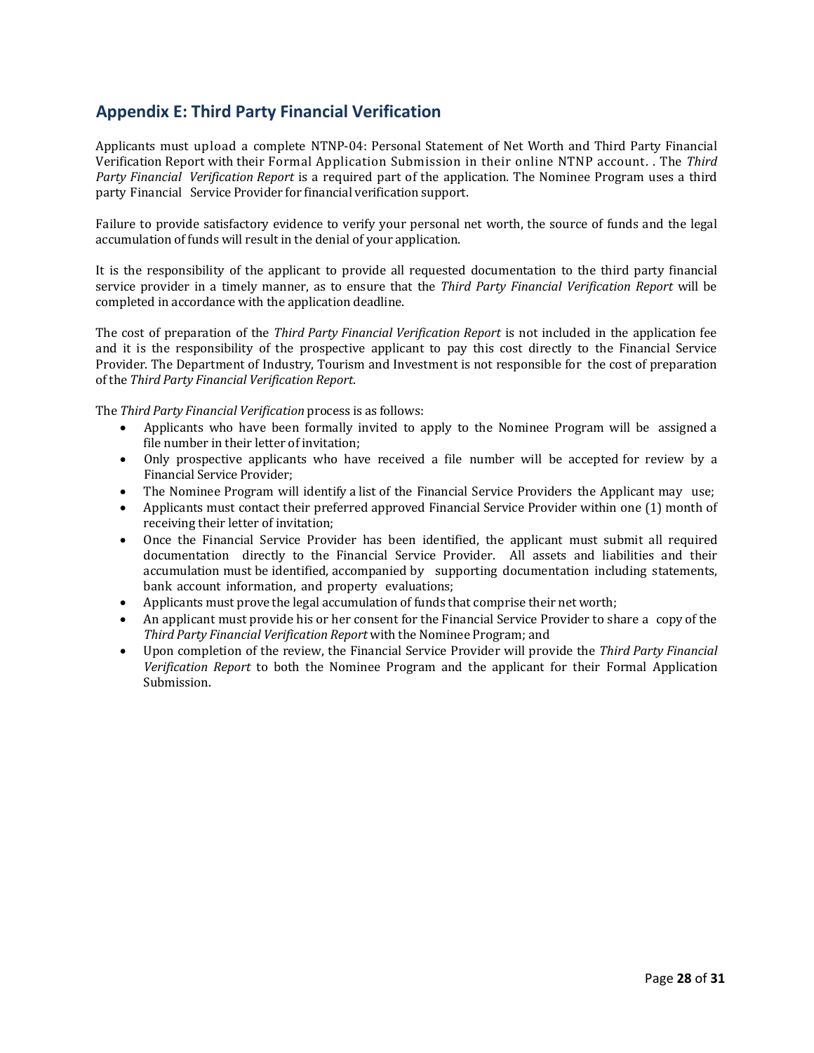## Appendix E: Third Party Financial Verification

Applicants must upload a complete NTNP-04: Personal Statement of Net Worth and Third Party Financial Verification Report with their Formal Application Submission in their online NTNP account. . The *Third Party Financial Verification Report* is a required part of the application. The Nominee Program uses a third party Financial Service Provider for financial verification support.

Failure to provide satisfactory evidence to verify your personal net worth, the source of funds and the legal accumulation of funds will result in the denial of your application.

It is the responsibility of the applicant to provide all requested documentation to the third party financial service provider in a timely manner, as to ensure that the *Third Party Financial Verification Report* will be completed in accordance with the application deadline.

The cost of preparation of the *Third Party Financial Verification Report* is not included in the application fee and it is the responsibility of the prospective applicant to pay this cost directly to the Financial Service Provider. The Department of Industry, Tourism and Investment is not responsible for the cost of preparation of the *Third Party Financial Verification Report*.

The *Third Party Financial Verification* process is as follows:

- Applicants who have been formally invited to apply to the Nominee Program will be assigned a file number in their letter of invitation;
- Only prospective applicants who have received a file number will be accepted for review by a Financial Service Provider;
- The Nominee Program will identify a list of the Financial Service Providers the Applicant may use;
- Applicants must contact their preferred approved Financial Service Provider within one (1) month of receiving their letter of invitation;
- Once the Financial Service Provider has been identified, the applicant must submit all required documentation directly to the Financial Service Provider. All assets and liabilities and their accumulation must be identified, accompanied by supporting documentation including statements, bank account information, and property evaluations;
- Applicants must prove the legal accumulation of funds that comprise their net worth;
- An applicant must provide his or her consent for the Financial Service Provider to share a copy of the *Third Party Financial Verification Report* with the Nominee Program; and
- Upon completion of the review, the Financial Service Provider will provide the *Third Party Financial Verification Report* to both the Nominee Program and the applicant for their Formal Application Submission.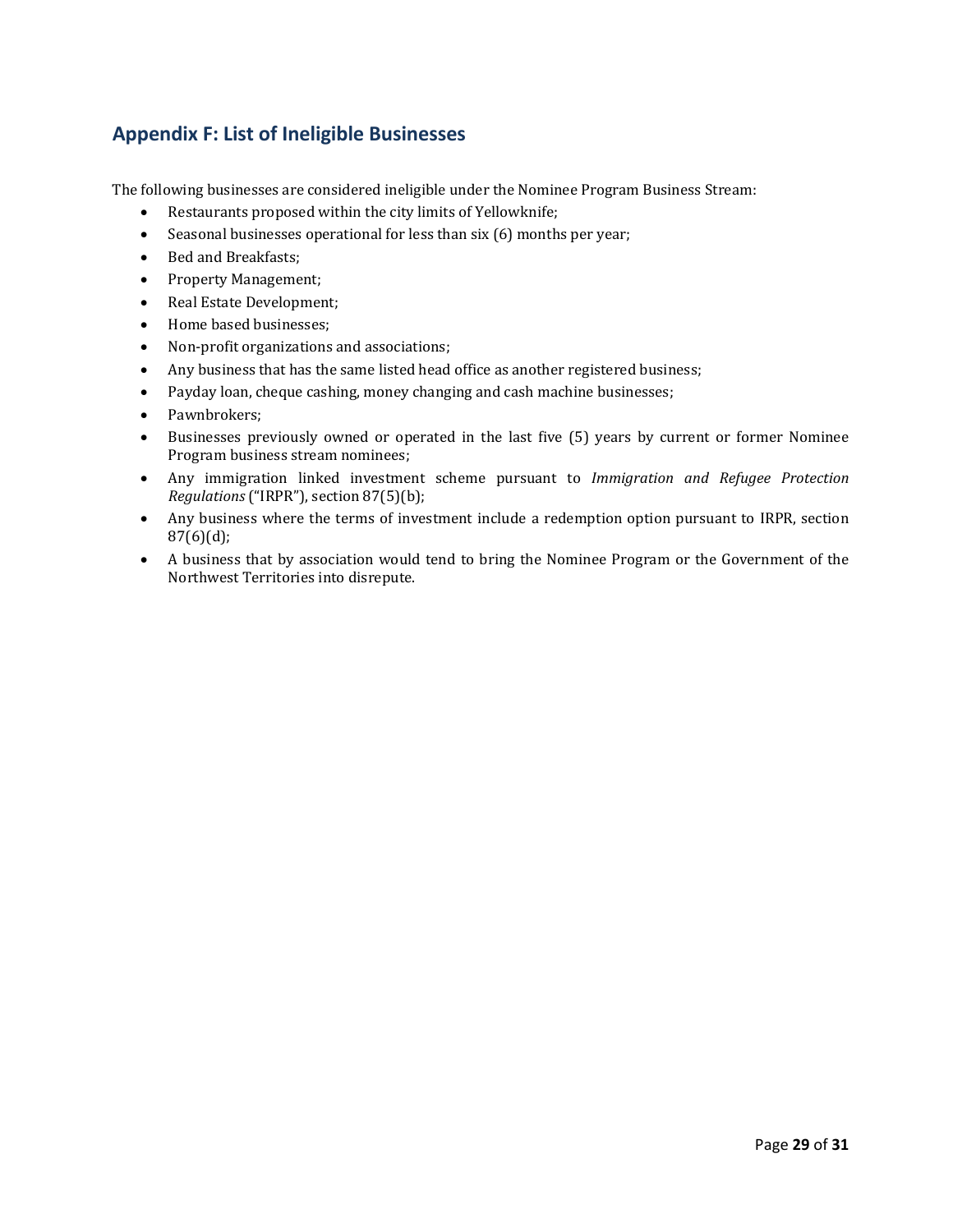## Appendix F: List of Ineligible Businesses

The following businesses are considered ineligible under the Nominee Program Business Stream:

- Restaurants proposed within the city limits of Yellowknife;
- Seasonal businesses operational for less than six (6) months per year;
- Bed and Breakfasts;
- Property Management;
- Real Estate Development;
- Home based businesses;
- Non-profit organizations and associations;
- Any business that has the same listed head office as another registered business;
- Payday loan, cheque cashing, money changing and cash machine businesses;
- Pawnbrokers;
- Businesses previously owned or operated in the last five (5) years by current or former Nominee Program business stream nominees;
- Any immigration linked investment scheme pursuant to *Immigration and Refugee Protection Regulations* ("IRPR"), section 87(5)(b);
- Any business where the terms of investment include a redemption option pursuant to IRPR, section 87(6)(d);
- A business that by association would tend to bring the Nominee Program or the Government of the Northwest Territories into disrepute.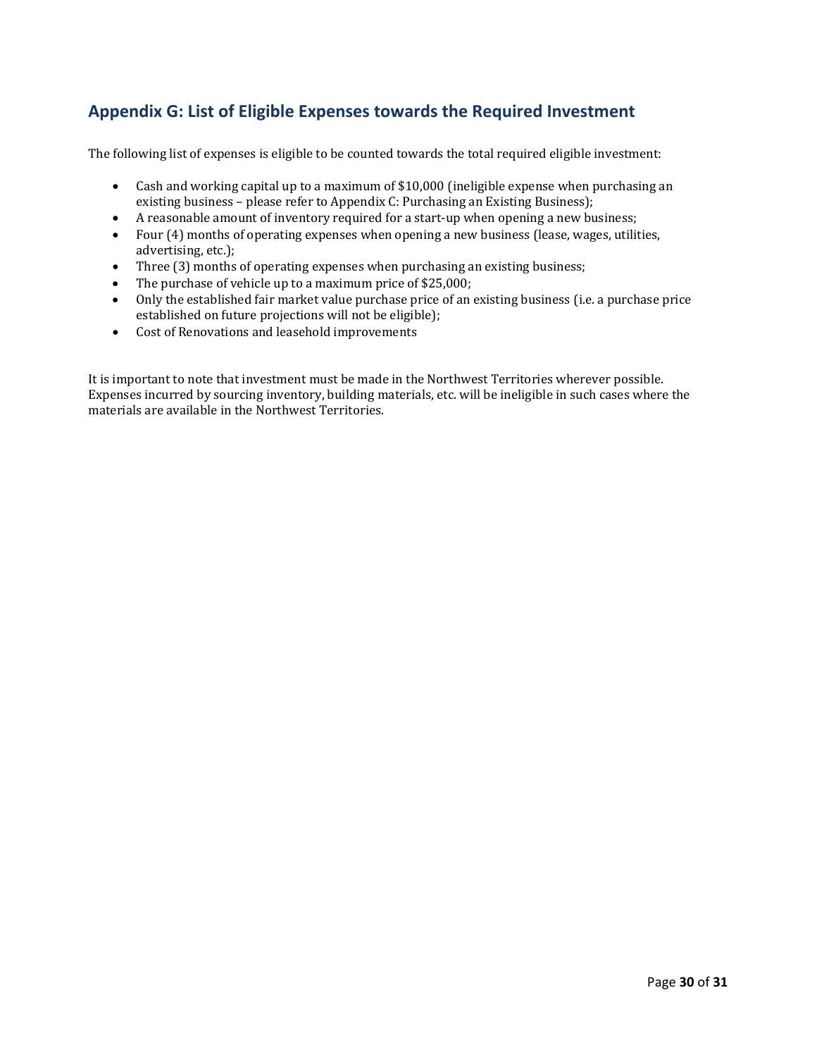## Appendix G: List of Eligible Expenses towards the Required Investment

The following list of expenses is eligible to be counted towards the total required eligible investment:

- Cash and working capital up to a maximum of $10,000 (ineligible expense when purchasing an existing business – please refer to Appendix C: Purchasing an Existing Business);
- A reasonable amount of inventory required for a start-up when opening a new business;
- Four (4) months of operating expenses when opening a new business (lease, wages, utilities, advertising, etc.);
- Three (3) months of operating expenses when purchasing an existing business;
- The purchase of vehicle up to a maximum price of $25,000;
- Only the established fair market value purchase price of an existing business (i.e. a purchase price established on future projections will not be eligible);
- Cost of Renovations and leasehold improvements

It is important to note that investment must be made in the Northwest Territories wherever possible. Expenses incurred by sourcing inventory, building materials, etc. will be ineligible in such cases where the materials are available in the Northwest Territories.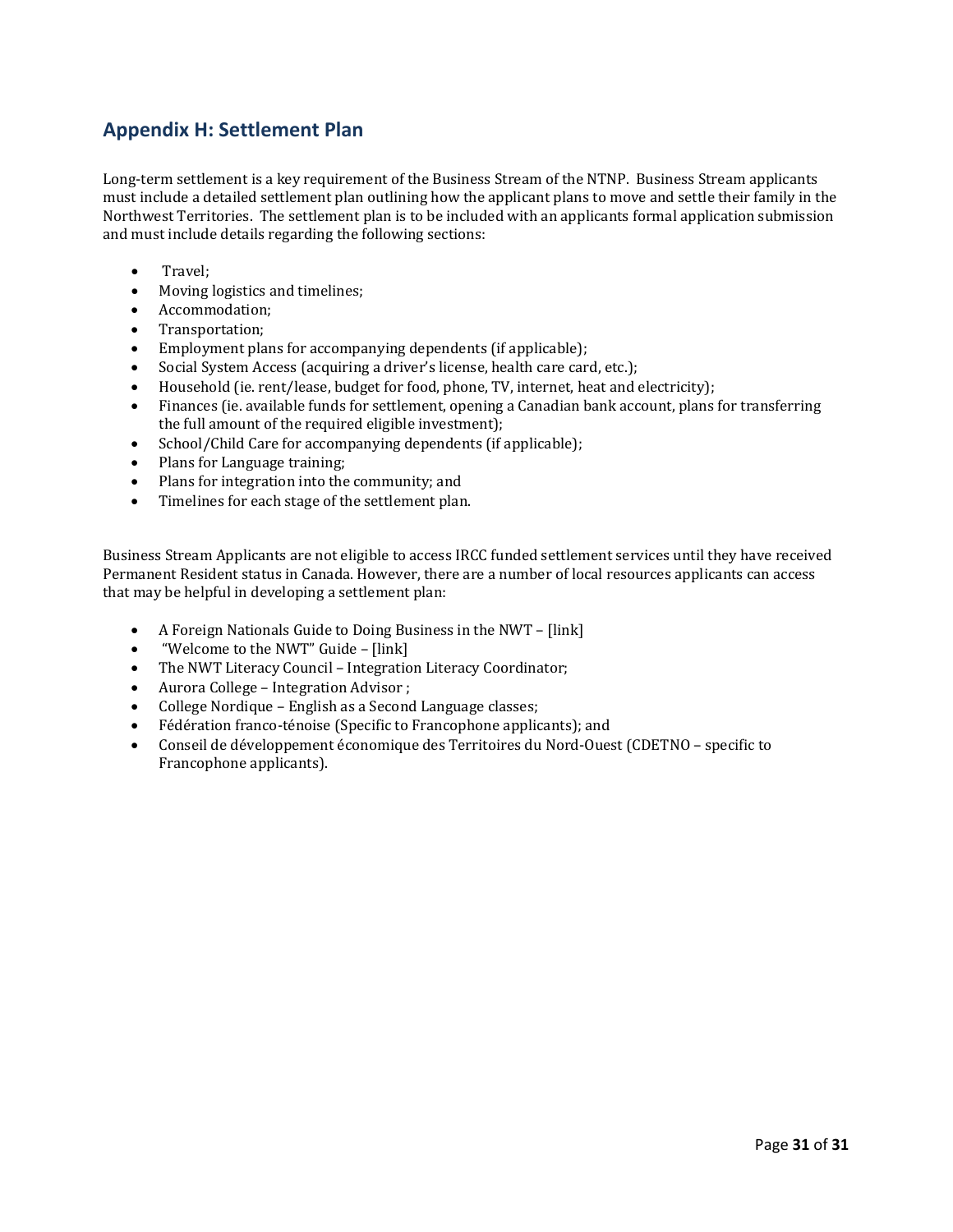## Appendix H: Settlement Plan

Long-term settlement is a key requirement of the Business Stream of the NTNP. Business Stream applicants must include a detailed settlement plan outlining how the applicant plans to move and settle their family in the Northwest Territories. The settlement plan is to be included with an applicants formal application submission and must include details regarding the following sections:

- Travel;
- Moving logistics and timelines;
- Accommodation;
- Transportation;
- Employment plans for accompanying dependents (if applicable);
- Social System Access (acquiring a driver's license, health care card, etc.);
- Household (ie. rent/lease, budget for food, phone, TV, internet, heat and electricity);
- Finances (ie. available funds for settlement, opening a Canadian bank account, plans for transferring the full amount of the required eligible investment);
- School/Child Care for accompanying dependents (if applicable);
- Plans for Language training;
- Plans for integration into the community; and
- Timelines for each stage of the settlement plan.

Business Stream Applicants are not eligible to access IRCC funded settlement services until they have received Permanent Resident status in Canada. However, there are a number of local resources applicants can access that may be helpful in developing a settlement plan:

- A Foreign Nationals Guide to Doing Business in the NWT – [link]
- "Welcome to the NWT" Guide – [link]
- The NWT Literacy Council – Integration Literacy Coordinator;
- Aurora College – Integration Advisor ;
- College Nordique – English as a Second Language classes;
- Fédération franco-ténoise (Specific to Francophone applicants); and
- Conseil de développement économique des Territoires du Nord-Ouest (CDETNO – specific to Francophone applicants).